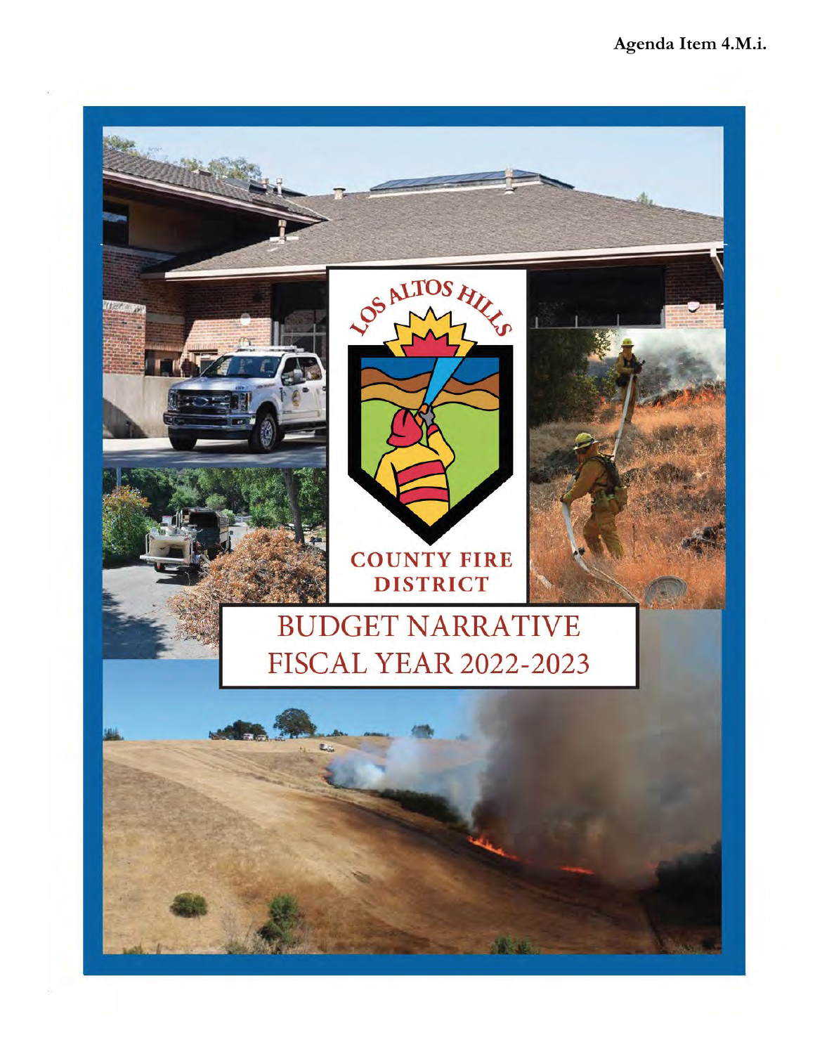Agenda Item 4.M.i.

LOS ALTOS HILLS

COUNTY FIRE DISTRICT

# BUDGET NARRATIVE FISCAL YEAR 2022-2023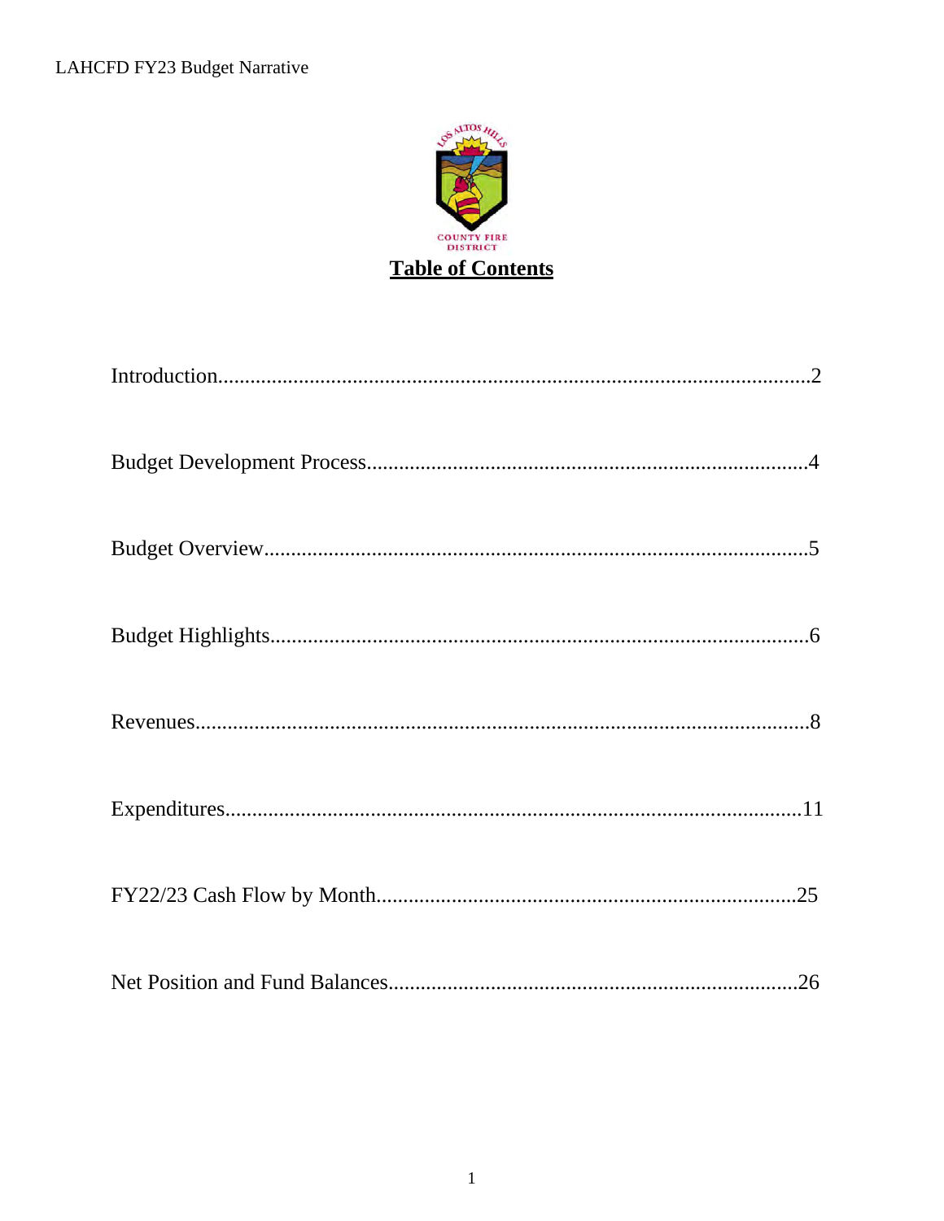# Table of Contents

Introduction....2

Budget Development Process....4

Budget Overview....5

Budget Highlights....6

Revenues....8

Expenditures....11

FY22/23 Cash Flow by Month....25

Net Position and Fund Balances....26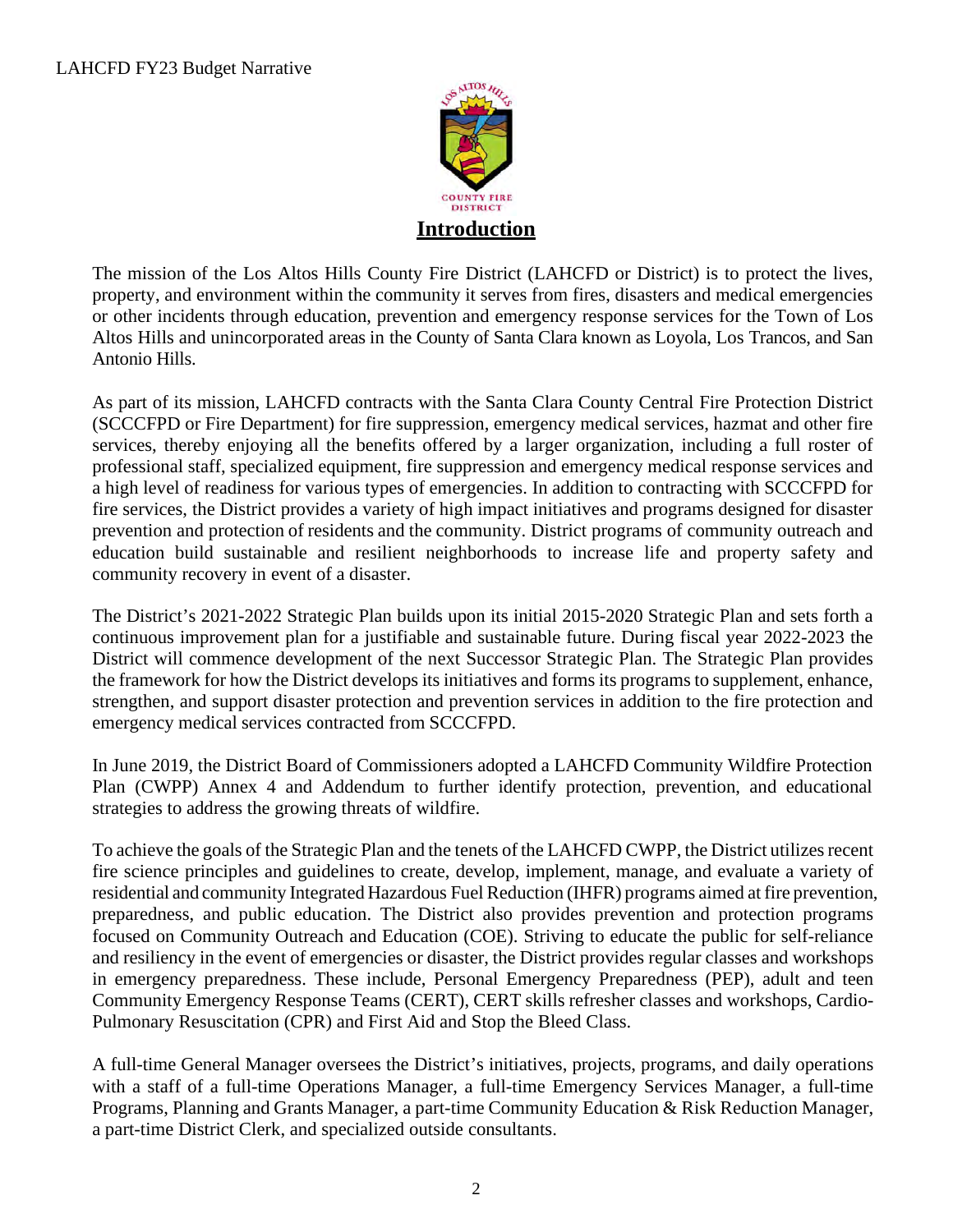# Introduction

The mission of the Los Altos Hills County Fire District (LAHCFD or District) is to protect the lives, property, and environment within the community it serves from fires, disasters and medical emergencies or other incidents through education, prevention and emergency response services for the Town of Los Altos Hills and unincorporated areas in the County of Santa Clara known as Loyola, Los Trancos, and San Antonio Hills.

As part of its mission, LAHCFD contracts with the Santa Clara County Central Fire Protection District (SCCCFPD or Fire Department) for fire suppression, emergency medical services, hazmat and other fire services, thereby enjoying all the benefits offered by a larger organization, including a full roster of professional staff, specialized equipment, fire suppression and emergency medical response services and a high level of readiness for various types of emergencies. In addition to contracting with SCCCFPD for fire services, the District provides a variety of high impact initiatives and programs designed for disaster prevention and protection of residents and the community. District programs of community outreach and education build sustainable and resilient neighborhoods to increase life and property safety and community recovery in event of a disaster.

The District's 2021-2022 Strategic Plan builds upon its initial 2015-2020 Strategic Plan and sets forth a continuous improvement plan for a justifiable and sustainable future. During fiscal year 2022-2023 the District will commence development of the next Successor Strategic Plan. The Strategic Plan provides the framework for how the District develops its initiatives and forms its programs to supplement, enhance, strengthen, and support disaster protection and prevention services in addition to the fire protection and emergency medical services contracted from SCCCFPD.

In June 2019, the District Board of Commissioners adopted a LAHCFD Community Wildfire Protection Plan (CWPP) Annex 4 and Addendum to further identify protection, prevention, and educational strategies to address the growing threats of wildfire.

To achieve the goals of the Strategic Plan and the tenets of the LAHCFD CWPP, the District utilizes recent fire science principles and guidelines to create, develop, implement, manage, and evaluate a variety of residential and community Integrated Hazardous Fuel Reduction (IHFR) programs aimed at fire prevention, preparedness, and public education. The District also provides prevention and protection programs focused on Community Outreach and Education (COE). Striving to educate the public for self-reliance and resiliency in the event of emergencies or disaster, the District provides regular classes and workshops in emergency preparedness. These include, Personal Emergency Preparedness (PEP), adult and teen Community Emergency Response Teams (CERT), CERT skills refresher classes and workshops, Cardio-Pulmonary Resuscitation (CPR) and First Aid and Stop the Bleed Class.

A full-time General Manager oversees the District's initiatives, projects, programs, and daily operations with a staff of a full-time Operations Manager, a full-time Emergency Services Manager, a full-time Programs, Planning and Grants Manager, a part-time Community Education & Risk Reduction Manager, a part-time District Clerk, and specialized outside consultants.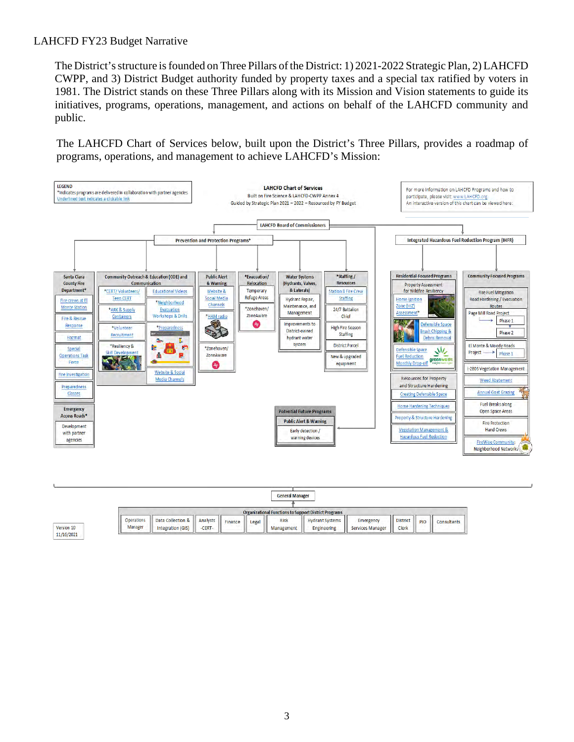The District's structure is founded on Three Pillars of the District: 1) 2021-2022 Strategic Plan, 2) LAHCFD CWPP, and 3) District Budget authority funded by property taxes and a special tax ratified by voters in 1981. The District stands on these Three Pillars along with its Mission and Vision statements to guide its initiatives, programs, operations, management, and actions on behalf of the LAHCFD community and public.

The LAHCFD Chart of Services below, built upon the District's Three Pillars, provides a roadmap of programs, operations, and management to achieve LAHCFD's Mission:

**LAHCFD Chart of Services**
Built on Fire Science & LAHCFD-CWPP Annex 4
Guided by Strategic Plan 2021 – 2022 – Resourced by FY Budget

LEGEND
*Indicates programs are delivered in collaboration with partner agencies
Underlined text indicates a clickable link

For more information on LAHCFD Programs and how to participate, please visit: www.LAHCFD.org
An interactive version of this chart can be viewed here.

**LAHCFD Board of Commissioners**

**Prevention and Protection Programs***

- **Santa Clara County Fire Department***
  - Fire crews at El Monte Station
  - Fire & Rescue Response
  - Hazmat
  - Special Operations Task Force
  - Fire Investigation
  - Preparedness Classes
- **Emergency Access Roads***
  - Development with partner agencies
- **Community Outreach & Education (COE) and Communication**
  - *CERT/ Volunteers/ Teen CERT
  - *ARK & Supply Containers
  - *Volunteer Recruitment
  - *Resiliency & Skill Development
  - Educational Videos
  - *Neighborhood Evacuation Workshops & Drills
  - *Preparedness
  - Website & Social Media Channels
- **Public Alert & Warning**
  - Website & Social Media Channels
  - *HAM radio
  - *Zonehaven/ ZoneAware
- ***Evacuation/ Relocation**
  - Temporary Refuge Areas
  - *Zonehaven/ ZoneAware
- **Water Systems (Hydrants, Valves, & Laterals)**
  - Hydrant Repair, Maintenance, and Management
  - Improvements to District-owned hydrant water system
- ***Staffing / Resources**
  - Station 8 Fire Crew Staffing
  - 24/7 Battalion Chief
  - High Fire Season Staffing
  - District Parcel
  - New & upgraded equipment

**Potential Future Programs**
- Public Alert & Warning
  - Early detection / warning devices

**Integrated Hazardous Fuel Reduction Program (IHFR)**

- **Residential-Focused Programs**
  - Property Assessment for Wildfire Resiliency
    - Home Ignition Zone (HIZ) Assessment*
    - Defensible Space Brush Chipping & Debris Removal
    - Defensible Space Fuel Reduction Monthly Drop-off
  - Resources for Property and Structure Hardening
    - Creating Defensible Space
    - Home Hardening Techniques
    - Property & Structure Hardening
    - Vegetation Management & Hazardous Fuel Reduction
- **Community-Focused Programs**
  - Fire Fuel Mitigation Road Hardening / Evacuation Routes
    - Page Mill Road Project → Phase 1, Phase 2
    - El Monte & Moody Roads Project → Phase 1
  - I-280S Vegetation Management
  - Weed Abatement
  - Annual Goat Grazing
  - Fuel Breaks along Open Space Areas
  - Fire Protection Hand Crews
  - FireWise Community Neighborhood Networks

**General Manager**

Organizational Functions to Support District Programs:

| Operations Manager | Data Collection & Integration (GIS) | Analysts -CERT- | Finance | Legal | Risk Management | Hydrant Systems Engineering | Emergency Services Manager | District Clerk | PIO | Consultants |
|---|---|---|---|---|---|---|---|---|---|---|

Version 10
11/16/2021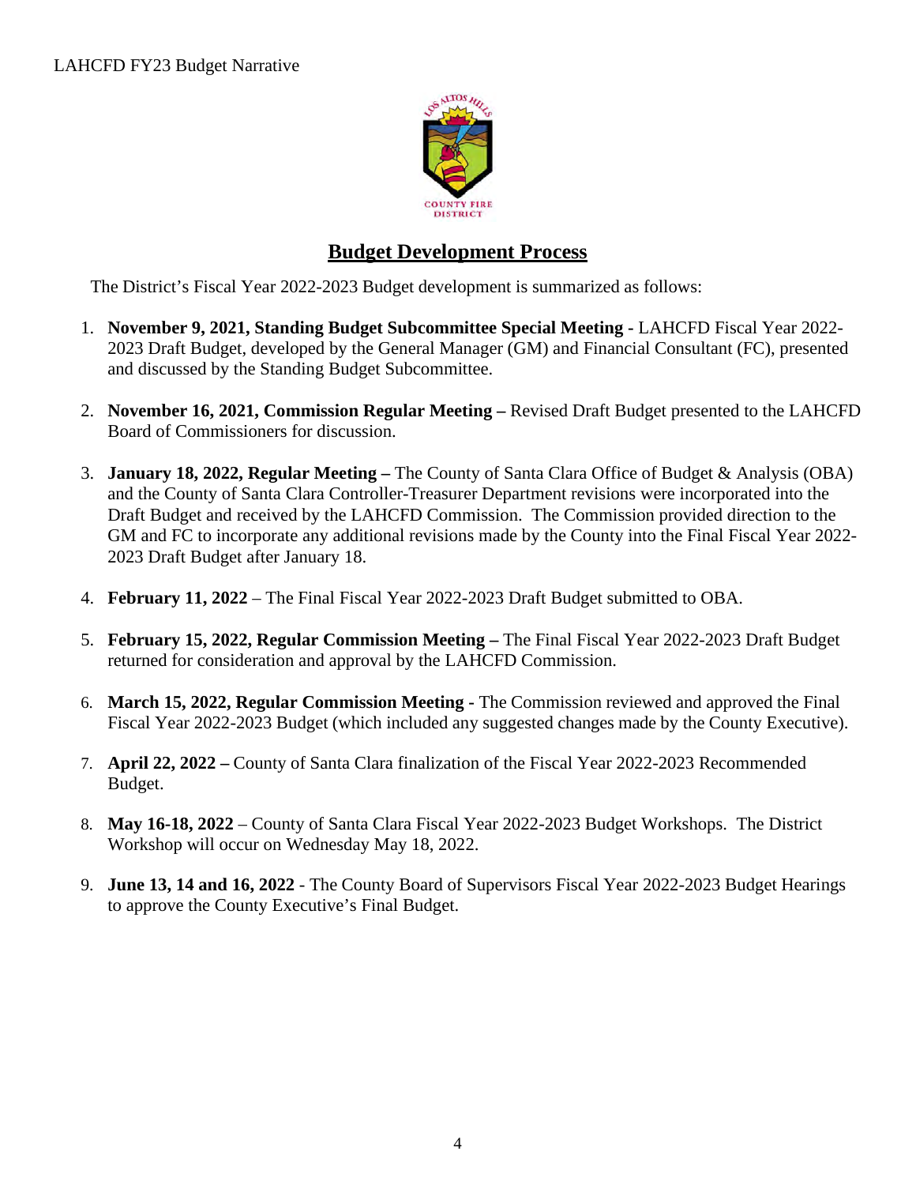## Budget Development Process

The District's Fiscal Year 2022-2023 Budget development is summarized as follows:

1. **November 9, 2021, Standing Budget Subcommittee Special Meeting -** LAHCFD Fiscal Year 2022-2023 Draft Budget, developed by the General Manager (GM) and Financial Consultant (FC), presented and discussed by the Standing Budget Subcommittee.

2. **November 16, 2021, Commission Regular Meeting –** Revised Draft Budget presented to the LAHCFD Board of Commissioners for discussion.

3. **January 18, 2022, Regular Meeting –** The County of Santa Clara Office of Budget & Analysis (OBA) and the County of Santa Clara Controller-Treasurer Department revisions were incorporated into the Draft Budget and received by the LAHCFD Commission. The Commission provided direction to the GM and FC to incorporate any additional revisions made by the County into the Final Fiscal Year 2022-2023 Draft Budget after January 18.

4. **February 11, 2022** – The Final Fiscal Year 2022-2023 Draft Budget submitted to OBA.

5. **February 15, 2022, Regular Commission Meeting –** The Final Fiscal Year 2022-2023 Draft Budget returned for consideration and approval by the LAHCFD Commission.

6. **March 15, 2022, Regular Commission Meeting -** The Commission reviewed and approved the Final Fiscal Year 2022-2023 Budget (which included any suggested changes made by the County Executive).

7. **April 22, 2022 –** County of Santa Clara finalization of the Fiscal Year 2022-2023 Recommended Budget.

8. **May 16-18, 2022** – County of Santa Clara Fiscal Year 2022-2023 Budget Workshops. The District Workshop will occur on Wednesday May 18, 2022.

9. **June 13, 14 and 16, 2022** - The County Board of Supervisors Fiscal Year 2022-2023 Budget Hearings to approve the County Executive's Final Budget.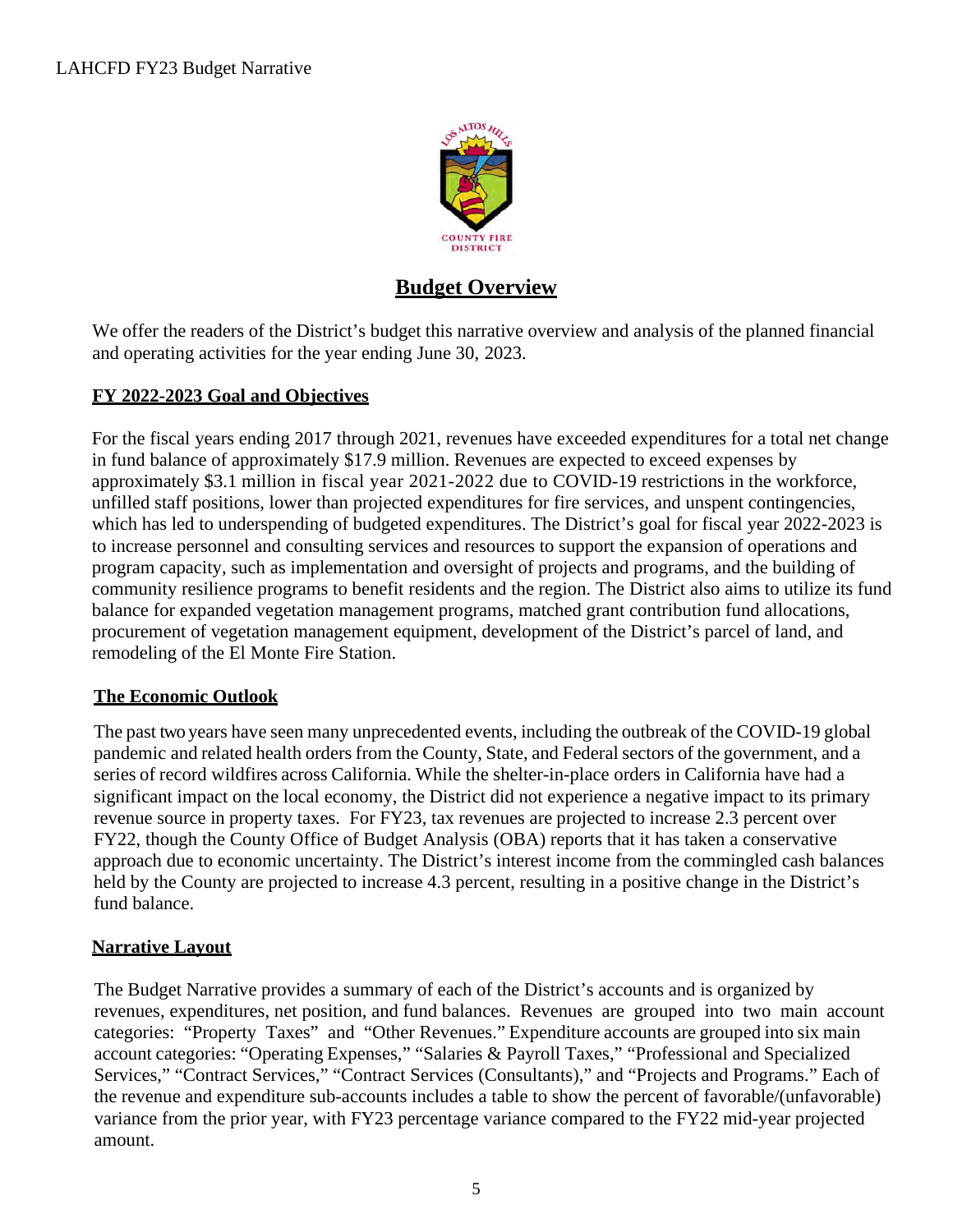## Budget Overview

We offer the readers of the District's budget this narrative overview and analysis of the planned financial and operating activities for the year ending June 30, 2023.

### FY 2022-2023 Goal and Objectives

For the fiscal years ending 2017 through 2021, revenues have exceeded expenditures for a total net change in fund balance of approximately $17.9 million. Revenues are expected to exceed expenses by approximately $3.1 million in fiscal year 2021-2022 due to COVID-19 restrictions in the workforce, unfilled staff positions, lower than projected expenditures for fire services, and unspent contingencies, which has led to underspending of budgeted expenditures. The District's goal for fiscal year 2022-2023 is to increase personnel and consulting services and resources to support the expansion of operations and program capacity, such as implementation and oversight of projects and programs, and the building of community resilience programs to benefit residents and the region. The District also aims to utilize its fund balance for expanded vegetation management programs, matched grant contribution fund allocations, procurement of vegetation management equipment, development of the District's parcel of land, and remodeling of the El Monte Fire Station.

### The Economic Outlook

The past two years have seen many unprecedented events, including the outbreak of the COVID-19 global pandemic and related health orders from the County, State, and Federal sectors of the government, and a series of record wildfires across California. While the shelter-in-place orders in California have had a significant impact on the local economy, the District did not experience a negative impact to its primary revenue source in property taxes. For FY23, tax revenues are projected to increase 2.3 percent over FY22, though the County Office of Budget Analysis (OBA) reports that it has taken a conservative approach due to economic uncertainty. The District's interest income from the commingled cash balances held by the County are projected to increase 4.3 percent, resulting in a positive change in the District's fund balance.

### Narrative Layout

The Budget Narrative provides a summary of each of the District's accounts and is organized by revenues, expenditures, net position, and fund balances. Revenues are grouped into two main account categories: "Property Taxes" and "Other Revenues." Expenditure accounts are grouped into six main account categories: "Operating Expenses," "Salaries & Payroll Taxes," "Professional and Specialized Services," "Contract Services," "Contract Services (Consultants)," and "Projects and Programs." Each of the revenue and expenditure sub-accounts includes a table to show the percent of favorable/(unfavorable) variance from the prior year, with FY23 percentage variance compared to the FY22 mid-year projected amount.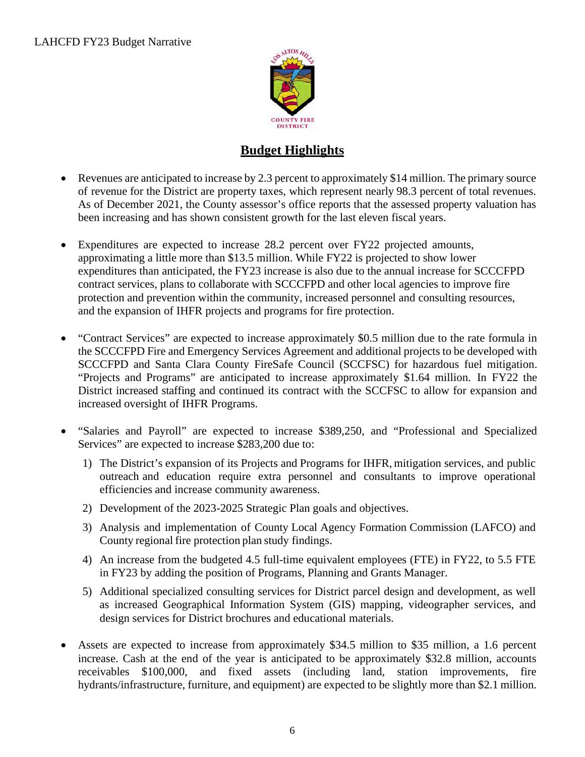## Budget Highlights

- Revenues are anticipated to increase by 2.3 percent to approximately $14 million. The primary source of revenue for the District are property taxes, which represent nearly 98.3 percent of total revenues. As of December 2021, the County assessor's office reports that the assessed property valuation has been increasing and has shown consistent growth for the last eleven fiscal years.

- Expenditures are expected to increase 28.2 percent over FY22 projected amounts, approximating a little more than $13.5 million. While FY22 is projected to show lower expenditures than anticipated, the FY23 increase is also due to the annual increase for SCCCFPD contract services, plans to collaborate with SCCCFPD and other local agencies to improve fire protection and prevention within the community, increased personnel and consulting resources, and the expansion of IHFR projects and programs for fire protection.

- "Contract Services" are expected to increase approximately $0.5 million due to the rate formula in the SCCCFPD Fire and Emergency Services Agreement and additional projects to be developed with SCCCFPD and Santa Clara County FireSafe Council (SCCFSC) for hazardous fuel mitigation. "Projects and Programs" are anticipated to increase approximately $1.64 million. In FY22 the District increased staffing and continued its contract with the SCCFSC to allow for expansion and increased oversight of IHFR Programs.

- "Salaries and Payroll" are expected to increase $389,250, and "Professional and Specialized Services" are expected to increase $283,200 due to:
  1) The District's expansion of its Projects and Programs for IHFR, mitigation services, and public outreach and education require extra personnel and consultants to improve operational efficiencies and increase community awareness.
  2) Development of the 2023-2025 Strategic Plan goals and objectives.
  3) Analysis and implementation of County Local Agency Formation Commission (LAFCO) and County regional fire protection plan study findings.
  4) An increase from the budgeted 4.5 full-time equivalent employees (FTE) in FY22, to 5.5 FTE in FY23 by adding the position of Programs, Planning and Grants Manager.
  5) Additional specialized consulting services for District parcel design and development, as well as increased Geographical Information System (GIS) mapping, videographer services, and design services for District brochures and educational materials.

- Assets are expected to increase from approximately $34.5 million to $35 million, a 1.6 percent increase. Cash at the end of the year is anticipated to be approximately $32.8 million, accounts receivables $100,000, and fixed assets (including land, station improvements, fire hydrants/infrastructure, furniture, and equipment) are expected to be slightly more than $2.1 million.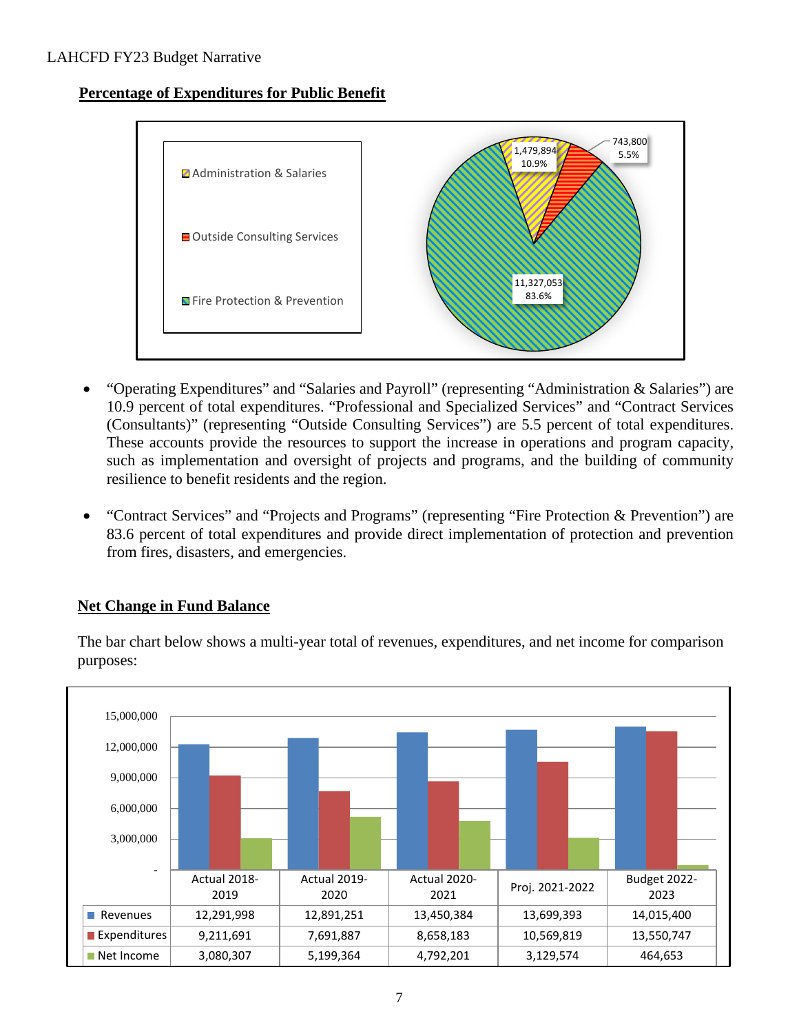## Percentage of Expenditures for Public Benefit

| Category | Amount | Percent |
|---|---|---|
| Administration & Salaries | 1,479,894 | 10.9% |
| Outside Consulting Services | 743,800 | 5.5% |
| Fire Protection & Prevention | 11,327,053 | 83.6% |

- "Operating Expenditures" and "Salaries and Payroll" (representing "Administration & Salaries") are 10.9 percent of total expenditures. "Professional and Specialized Services" and "Contract Services (Consultants)" (representing "Outside Consulting Services") are 5.5 percent of total expenditures. These accounts provide the resources to support the increase in operations and program capacity, such as implementation and oversight of projects and programs, and the building of community resilience to benefit residents and the region.

- "Contract Services" and "Projects and Programs" (representing "Fire Protection & Prevention") are 83.6 percent of total expenditures and provide direct implementation of protection and prevention from fires, disasters, and emergencies.

## Net Change in Fund Balance

The bar chart below shows a multi-year total of revenues, expenditures, and net income for comparison purposes:

| | Actual 2018-2019 | Actual 2019-2020 | Actual 2020-2021 | Proj. 2021-2022 | Budget 2022-2023 |
|---|---|---|---|---|---|
| Revenues | 12,291,998 | 12,891,251 | 13,450,384 | 13,699,393 | 14,015,400 |
| Expenditures | 9,211,691 | 7,691,887 | 8,658,183 | 10,569,819 | 13,550,747 |
| Net Income | 3,080,307 | 5,199,364 | 4,792,201 | 3,129,574 | 464,653 |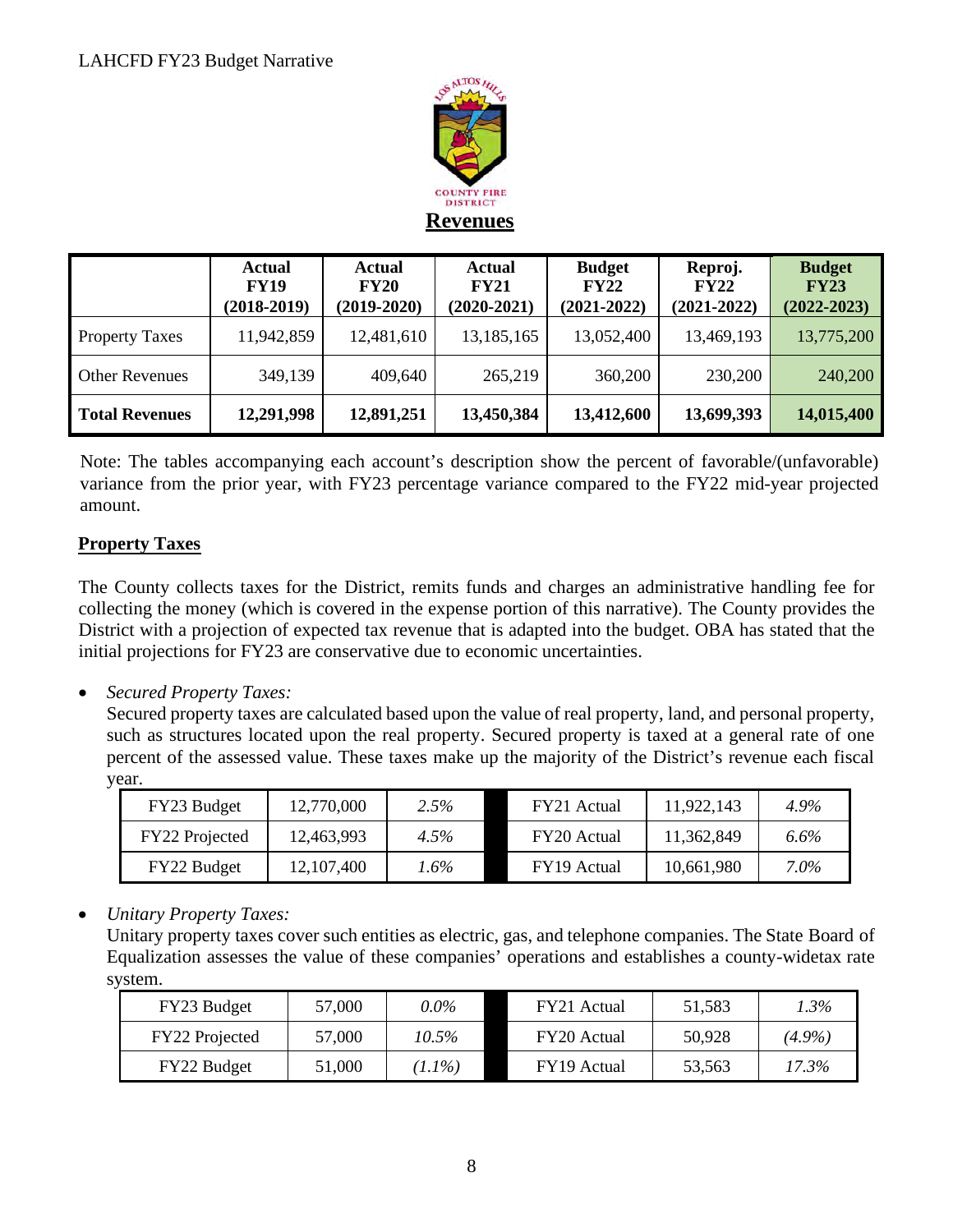## Revenues

| | Actual FY19 (2018-2019) | Actual FY20 (2019-2020) | Actual FY21 (2020-2021) | Budget FY22 (2021-2022) | Reproj. FY22 (2021-2022) | Budget FY23 (2022-2023) |
|---|---|---|---|---|---|---|
| Property Taxes | 11,942,859 | 12,481,610 | 13,185,165 | 13,052,400 | 13,469,193 | 13,775,200 |
| Other Revenues | 349,139 | 409,640 | 265,219 | 360,200 | 230,200 | 240,200 |
| **Total Revenues** | **12,291,998** | **12,891,251** | **13,450,384** | **13,412,600** | **13,699,393** | **14,015,400** |

Note: The tables accompanying each account's description show the percent of favorable/(unfavorable) variance from the prior year, with FY23 percentage variance compared to the FY22 mid-year projected amount.

### Property Taxes

The County collects taxes for the District, remits funds and charges an administrative handling fee for collecting the money (which is covered in the expense portion of this narrative). The County provides the District with a projection of expected tax revenue that is adapted into the budget. OBA has stated that the initial projections for FY23 are conservative due to economic uncertainties.

- *Secured Property Taxes:*
  Secured property taxes are calculated based upon the value of real property, land, and personal property, such as structures located upon the real property. Secured property is taxed at a general rate of one percent of the assessed value. These taxes make up the majority of the District's revenue each fiscal year.

| | | | | | |
|---|---|---|---|---|---|
| FY23 Budget | 12,770,000 | *2.5%* | FY21 Actual | 11,922,143 | *4.9%* |
| FY22 Projected | 12,463,993 | *4.5%* | FY20 Actual | 11,362,849 | *6.6%* |
| FY22 Budget | 12,107,400 | *1.6%* | FY19 Actual | 10,661,980 | *7.0%* |

- *Unitary Property Taxes:*
  Unitary property taxes cover such entities as electric, gas, and telephone companies. The State Board of Equalization assesses the value of these companies' operations and establishes a county-widetax rate system.

| | | | | | |
|---|---|---|---|---|---|
| FY23 Budget | 57,000 | *0.0%* | FY21 Actual | 51,583 | *1.3%* |
| FY22 Projected | 57,000 | *10.5%* | FY20 Actual | 50,928 | *(4.9%)* |
| FY22 Budget | 51,000 | *(1.1%)* | FY19 Actual | 53,563 | *17.3%* |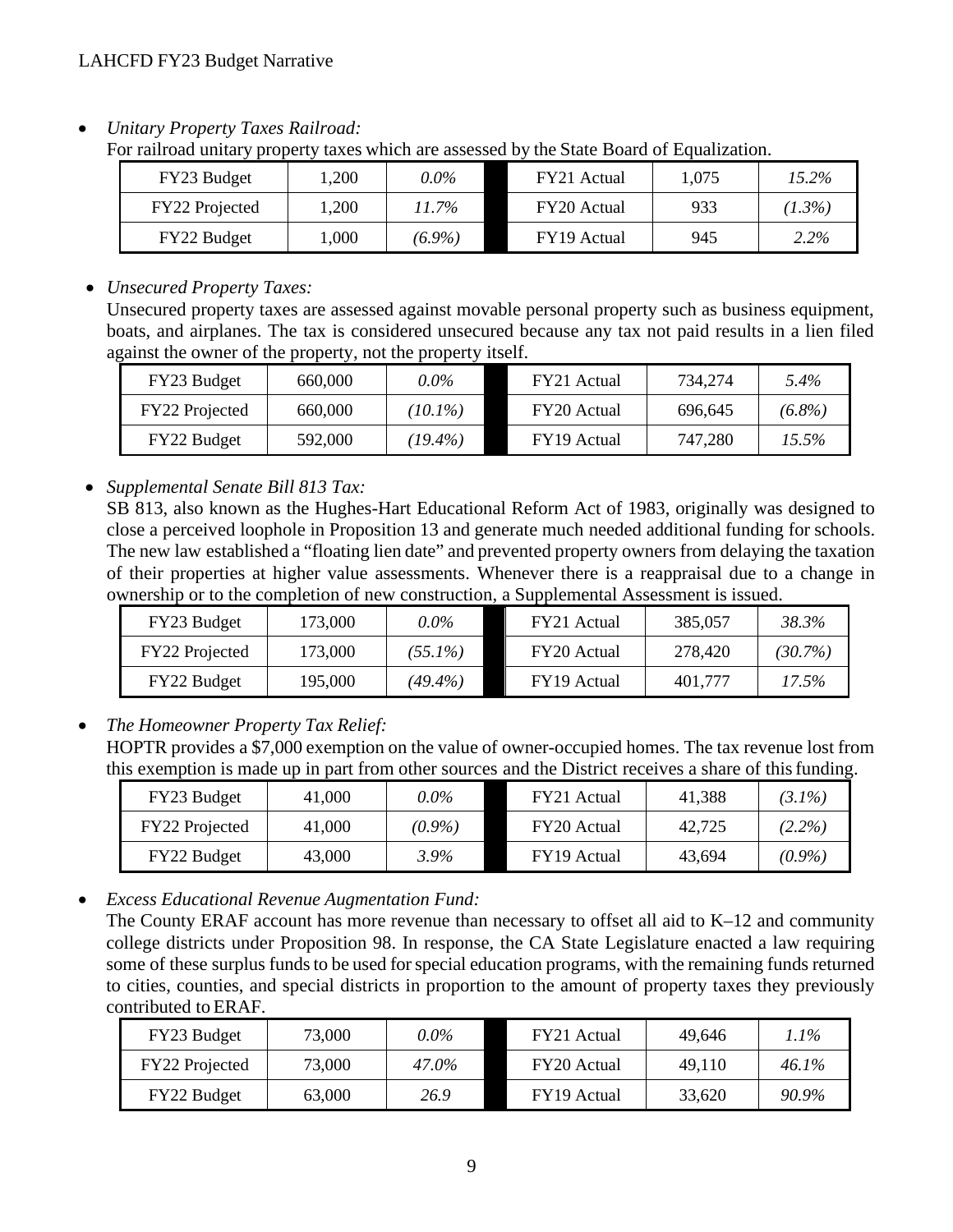- *Unitary Property Taxes Railroad:*
  For railroad unitary property taxes which are assessed by the State Board of Equalization.

| FY23 Budget | 1,200 | *0.0%* | FY21 Actual | 1,075 | *15.2%* |
|---|---|---|---|---|---|
| FY22 Projected | 1,200 | *11.7%* | FY20 Actual | 933 | *(1.3%)* |
| FY22 Budget | 1,000 | *(6.9%)* | FY19 Actual | 945 | *2.2%* |

- *Unsecured Property Taxes:*
  Unsecured property taxes are assessed against movable personal property such as business equipment, boats, and airplanes. The tax is considered unsecured because any tax not paid results in a lien filed against the owner of the property, not the property itself.

| FY23 Budget | 660,000 | *0.0%* | FY21 Actual | 734,274 | *5.4%* |
|---|---|---|---|---|---|
| FY22 Projected | 660,000 | *(10.1%)* | FY20 Actual | 696,645 | *(6.8%)* |
| FY22 Budget | 592,000 | *(19.4%)* | FY19 Actual | 747,280 | *15.5%* |

- *Supplemental Senate Bill 813 Tax:*
  SB 813, also known as the Hughes-Hart Educational Reform Act of 1983, originally was designed to close a perceived loophole in Proposition 13 and generate much needed additional funding for schools. The new law established a "floating lien date" and prevented property owners from delaying the taxation of their properties at higher value assessments. Whenever there is a reappraisal due to a change in ownership or to the completion of new construction, a Supplemental Assessment is issued.

| FY23 Budget | 173,000 | *0.0%* | FY21 Actual | 385,057 | *38.3%* |
|---|---|---|---|---|---|
| FY22 Projected | 173,000 | *(55.1%)* | FY20 Actual | 278,420 | *(30.7%)* |
| FY22 Budget | 195,000 | *(49.4%)* | FY19 Actual | 401,777 | *17.5%* |

- *The Homeowner Property Tax Relief:*
  HOPTR provides a $7,000 exemption on the value of owner-occupied homes. The tax revenue lost from this exemption is made up in part from other sources and the District receives a share of this funding.

| FY23 Budget | 41,000 | *0.0%* | FY21 Actual | 41,388 | *(3.1%)* |
|---|---|---|---|---|---|
| FY22 Projected | 41,000 | *(0.9%)* | FY20 Actual | 42,725 | *(2.2%)* |
| FY22 Budget | 43,000 | *3.9%* | FY19 Actual | 43,694 | *(0.9%)* |

- *Excess Educational Revenue Augmentation Fund:*
  The County ERAF account has more revenue than necessary to offset all aid to K–12 and community college districts under Proposition 98. In response, the CA State Legislature enacted a law requiring some of these surplus funds to be used for special education programs, with the remaining funds returned to cities, counties, and special districts in proportion to the amount of property taxes they previously contributed to ERAF.

| FY23 Budget | 73,000 | *0.0%* | FY21 Actual | 49,646 | *1.1%* |
|---|---|---|---|---|---|
| FY22 Projected | 73,000 | *47.0%* | FY20 Actual | 49,110 | *46.1%* |
| FY22 Budget | 63,000 | *26.9* | FY19 Actual | 33,620 | *90.9%* |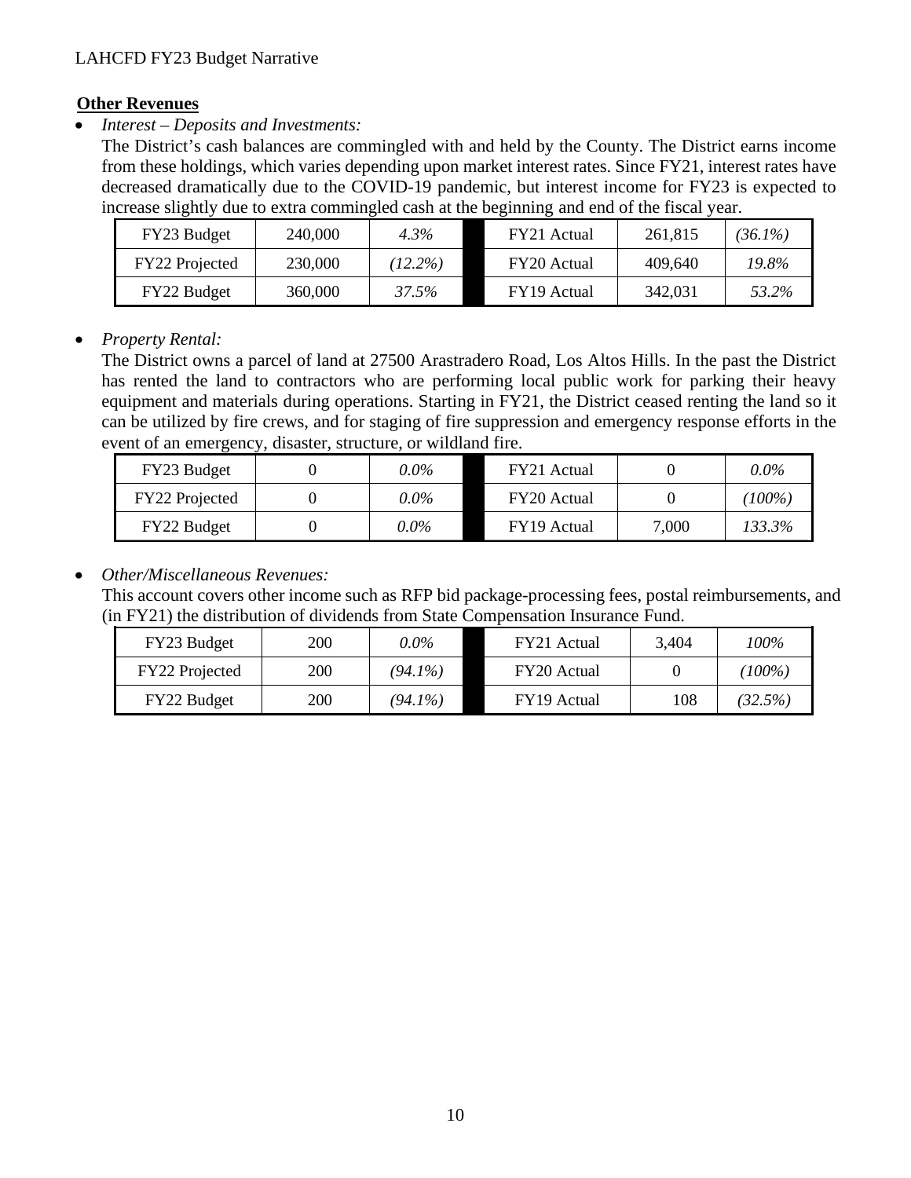**Other Revenues**

- *Interest – Deposits and Investments:*

  The District's cash balances are commingled with and held by the County. The District earns income from these holdings, which varies depending upon market interest rates. Since FY21, interest rates have decreased dramatically due to the COVID-19 pandemic, but interest income for FY23 is expected to increase slightly due to extra commingled cash at the beginning and end of the fiscal year.

| | | | | | | |
|---|---|---|---|---|---|---|
| FY23 Budget | 240,000 | *4.3%* | | FY21 Actual | 261,815 | *(36.1%)* |
| FY22 Projected | 230,000 | *(12.2%)* | | FY20 Actual | 409,640 | *19.8%* |
| FY22 Budget | 360,000 | *37.5%* | | FY19 Actual | 342,031 | *53.2%* |

- *Property Rental:*

  The District owns a parcel of land at 27500 Arastradero Road, Los Altos Hills. In the past the District has rented the land to contractors who are performing local public work for parking their heavy equipment and materials during operations. Starting in FY21, the District ceased renting the land so it can be utilized by fire crews, and for staging of fire suppression and emergency response efforts in the event of an emergency, disaster, structure, or wildland fire.

| | | | | | | |
|---|---|---|---|---|---|---|
| FY23 Budget | 0 | *0.0%* | | FY21 Actual | 0 | *0.0%* |
| FY22 Projected | 0 | *0.0%* | | FY20 Actual | 0 | *(100%)* |
| FY22 Budget | 0 | *0.0%* | | FY19 Actual | 7,000 | *133.3%* |

- *Other/Miscellaneous Revenues:*

  This account covers other income such as RFP bid package-processing fees, postal reimbursements, and (in FY21) the distribution of dividends from State Compensation Insurance Fund.

| | | | | | | |
|---|---|---|---|---|---|---|
| FY23 Budget | 200 | *0.0%* | | FY21 Actual | 3,404 | *100%* |
| FY22 Projected | 200 | *(94.1%)* | | FY20 Actual | 0 | *(100%)* |
| FY22 Budget | 200 | *(94.1%)* | | FY19 Actual | 108 | *(32.5%)* |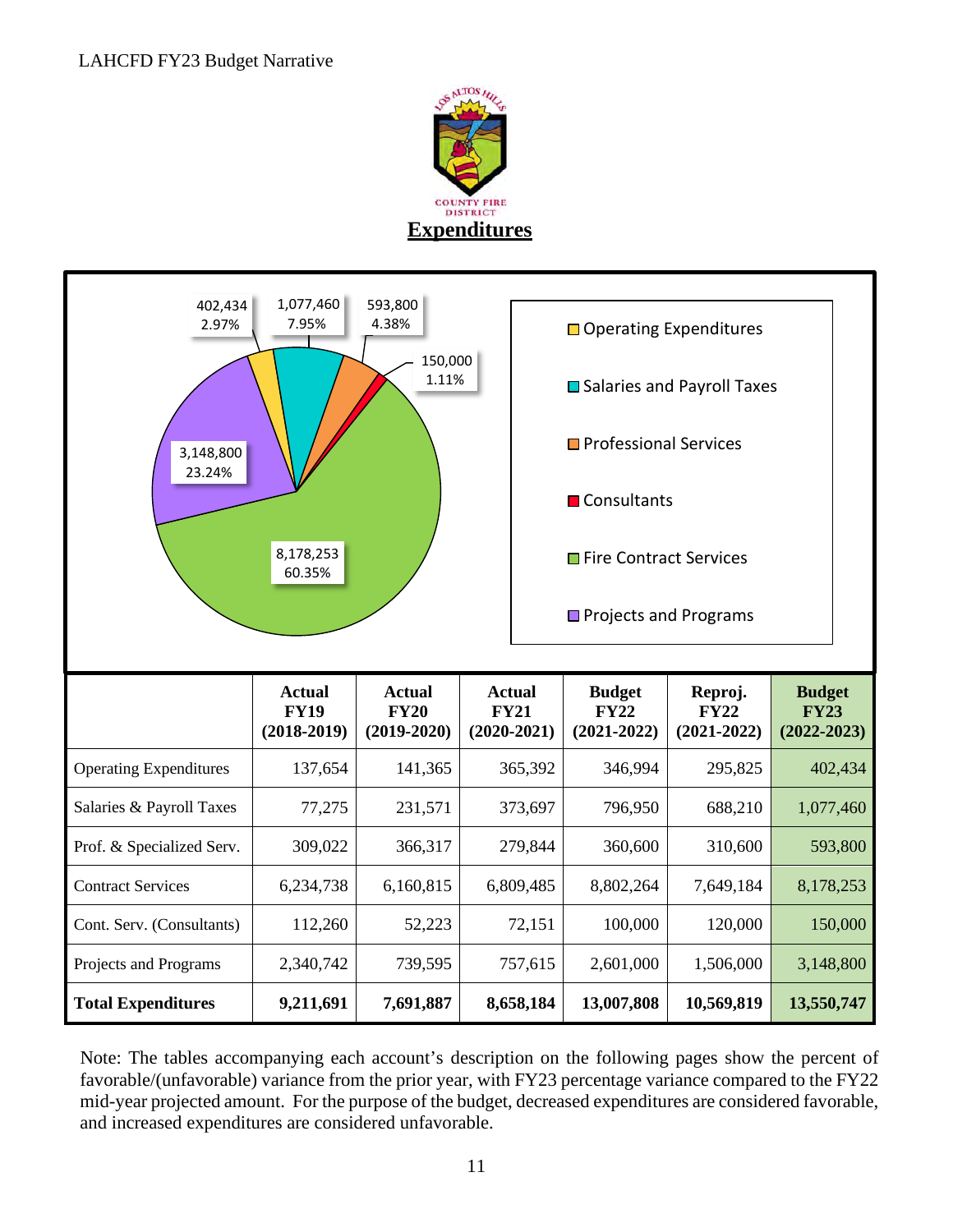# Expenditures

| | Actual FY19 (2018-2019) | Actual FY20 (2019-2020) | Actual FY21 (2020-2021) | Budget FY22 (2021-2022) | Reproj. FY22 (2021-2022) | Budget FY23 (2022-2023) |
|---|---|---|---|---|---|---|
| Operating Expenditures | 137,654 | 141,365 | 365,392 | 346,994 | 295,825 | 402,434 |
| Salaries & Payroll Taxes | 77,275 | 231,571 | 373,697 | 796,950 | 688,210 | 1,077,460 |
| Prof. & Specialized Serv. | 309,022 | 366,317 | 279,844 | 360,600 | 310,600 | 593,800 |
| Contract Services | 6,234,738 | 6,160,815 | 6,809,485 | 8,802,264 | 7,649,184 | 8,178,253 |
| Cont. Serv. (Consultants) | 112,260 | 52,223 | 72,151 | 100,000 | 120,000 | 150,000 |
| Projects and Programs | 2,340,742 | 739,595 | 757,615 | 2,601,000 | 1,506,000 | 3,148,800 |
| **Total Expenditures** | **9,211,691** | **7,691,887** | **8,658,184** | **13,007,808** | **10,569,819** | **13,550,747** |

Note: The tables accompanying each account's description on the following pages show the percent of favorable/(unfavorable) variance from the prior year, with FY23 percentage variance compared to the FY22 mid-year projected amount. For the purpose of the budget, decreased expenditures are considered favorable, and increased expenditures are considered unfavorable.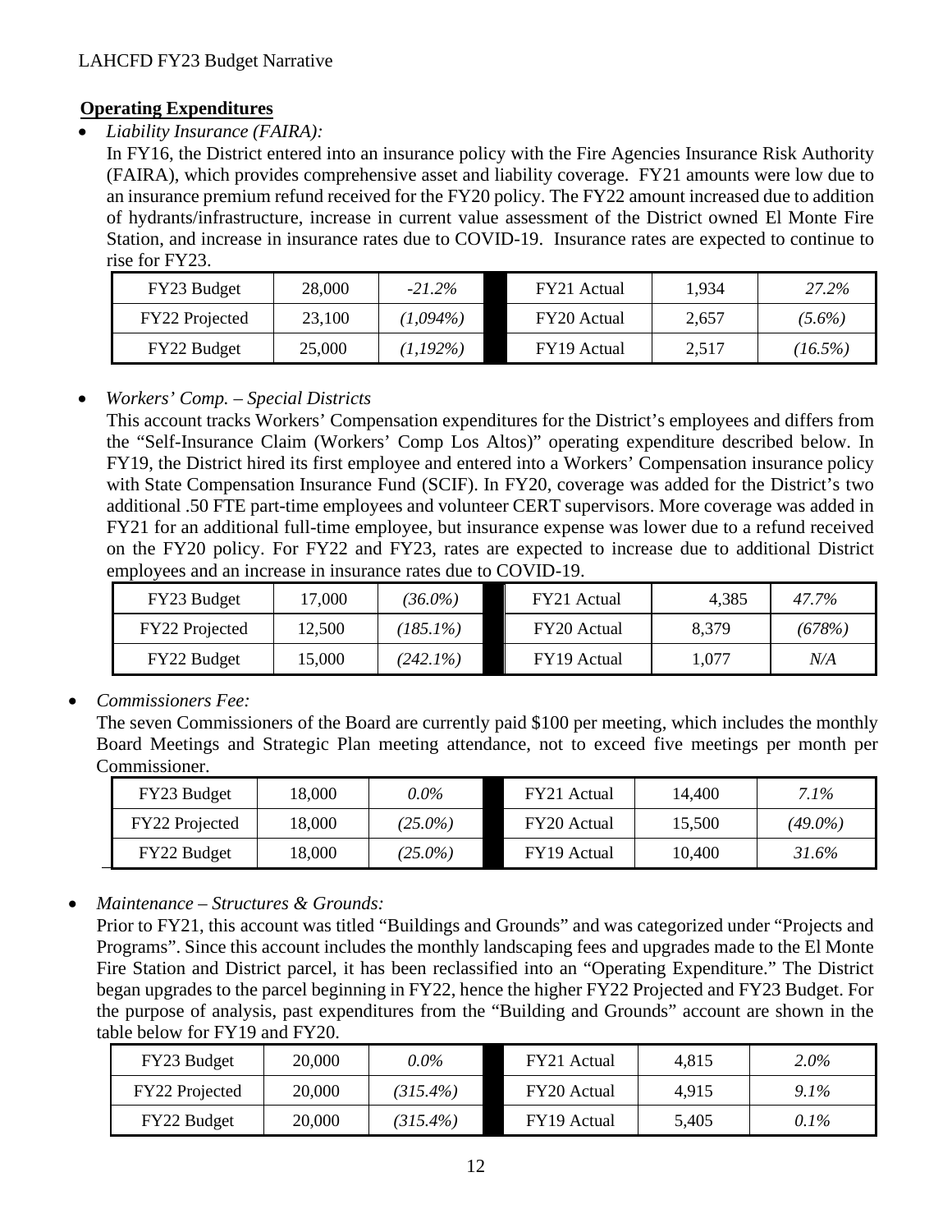**Operating Expenditures**

- *Liability Insurance (FAIRA):*

  In FY16, the District entered into an insurance policy with the Fire Agencies Insurance Risk Authority (FAIRA), which provides comprehensive asset and liability coverage. FY21 amounts were low due to an insurance premium refund received for the FY20 policy. The FY22 amount increased due to addition of hydrants/infrastructure, increase in current value assessment of the District owned El Monte Fire Station, and increase in insurance rates due to COVID-19. Insurance rates are expected to continue to rise for FY23.

| FY23 Budget | 28,000 | *-21.2%* | FY21 Actual | 1,934 | *27.2%* |
|---|---|---|---|---|---|
| FY22 Projected | 23,100 | *(1,094%)* | FY20 Actual | 2,657 | *(5.6%)* |
| FY22 Budget | 25,000 | *(1,192%)* | FY19 Actual | 2,517 | *(16.5%)* |

- *Workers' Comp. – Special Districts*

  This account tracks Workers' Compensation expenditures for the District's employees and differs from the "Self-Insurance Claim (Workers' Comp Los Altos)" operating expenditure described below. In FY19, the District hired its first employee and entered into a Workers' Compensation insurance policy with State Compensation Insurance Fund (SCIF). In FY20, coverage was added for the District's two additional .50 FTE part-time employees and volunteer CERT supervisors. More coverage was added in FY21 for an additional full-time employee, but insurance expense was lower due to a refund received on the FY20 policy. For FY22 and FY23, rates are expected to increase due to additional District employees and an increase in insurance rates due to COVID-19.

| FY23 Budget | 17,000 | *(36.0%)* | FY21 Actual | 4,385 | *47.7%* |
|---|---|---|---|---|---|
| FY22 Projected | 12,500 | *(185.1%)* | FY20 Actual | 8,379 | *(678%)* |
| FY22 Budget | 15,000 | *(242.1%)* | FY19 Actual | 1,077 | *N/A* |

- *Commissioners Fee:*

  The seven Commissioners of the Board are currently paid $100 per meeting, which includes the monthly Board Meetings and Strategic Plan meeting attendance, not to exceed five meetings per month per Commissioner.

| FY23 Budget | 18,000 | *0.0%* | FY21 Actual | 14,400 | *7.1%* |
|---|---|---|---|---|---|
| FY22 Projected | 18,000 | *(25.0%)* | FY20 Actual | 15,500 | *(49.0%)* |
| FY22 Budget | 18,000 | *(25.0%)* | FY19 Actual | 10,400 | *31.6%* |

- *Maintenance – Structures & Grounds:*

  Prior to FY21, this account was titled "Buildings and Grounds" and was categorized under "Projects and Programs". Since this account includes the monthly landscaping fees and upgrades made to the El Monte Fire Station and District parcel, it has been reclassified into an "Operating Expenditure." The District began upgrades to the parcel beginning in FY22, hence the higher FY22 Projected and FY23 Budget. For the purpose of analysis, past expenditures from the "Building and Grounds" account are shown in the table below for FY19 and FY20.

| FY23 Budget | 20,000 | *0.0%* | FY21 Actual | 4,815 | *2.0%* |
|---|---|---|---|---|---|
| FY22 Projected | 20,000 | *(315.4%)* | FY20 Actual | 4,915 | *9.1%* |
| FY22 Budget | 20,000 | *(315.4%)* | FY19 Actual | 5,405 | *0.1%* |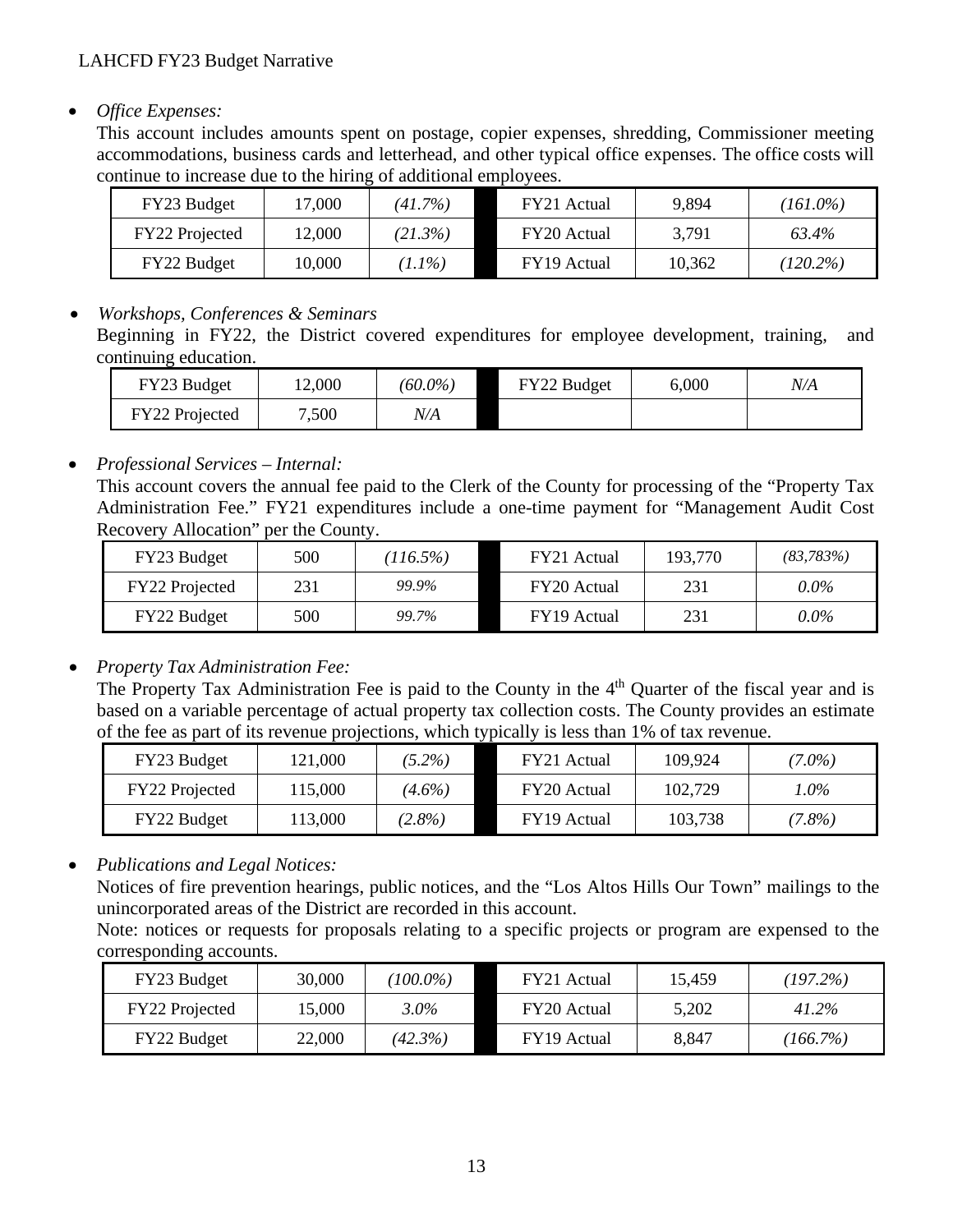- *Office Expenses:*
  This account includes amounts spent on postage, copier expenses, shredding, Commissioner meeting accommodations, business cards and letterhead, and other typical office expenses. The office costs will continue to increase due to the hiring of additional employees.

| FY23 Budget | 17,000 | *(41.7%)* | | FY21 Actual | 9,894 | *(161.0%)* |
|---|---|---|---|---|---|---|
| FY22 Projected | 12,000 | *(21.3%)* | | FY20 Actual | 3,791 | *63.4%* |
| FY22 Budget | 10,000 | *(1.1%)* | | FY19 Actual | 10,362 | *(120.2%)* |

- *Workshops, Conferences & Seminars*
  Beginning in FY22, the District covered expenditures for employee development, training, and continuing education.

| FY23 Budget | 12,000 | *(60.0%)* | | FY22 Budget | 6,000 | *N/A* |
|---|---|---|---|---|---|---|
| FY22 Projected | 7,500 | *N/A* | | | | |

- *Professional Services – Internal:*
  This account covers the annual fee paid to the Clerk of the County for processing of the "Property Tax Administration Fee." FY21 expenditures include a one-time payment for "Management Audit Cost Recovery Allocation" per the County.

| FY23 Budget | 500 | *(116.5%)* | | FY21 Actual | 193,770 | *(83,783%)* |
|---|---|---|---|---|---|---|
| FY22 Projected | 231 | *99.9%* | | FY20 Actual | 231 | *0.0%* |
| FY22 Budget | 500 | *99.7%* | | FY19 Actual | 231 | *0.0%* |

- *Property Tax Administration Fee:*
  The Property Tax Administration Fee is paid to the County in the 4th Quarter of the fiscal year and is based on a variable percentage of actual property tax collection costs. The County provides an estimate of the fee as part of its revenue projections, which typically is less than 1% of tax revenue.

| FY23 Budget | 121,000 | *(5.2%)* | | FY21 Actual | 109,924 | *(7.0%)* |
|---|---|---|---|---|---|---|
| FY22 Projected | 115,000 | *(4.6%)* | | FY20 Actual | 102,729 | *1.0%* |
| FY22 Budget | 113,000 | *(2.8%)* | | FY19 Actual | 103,738 | *(7.8%)* |

- *Publications and Legal Notices:*
  Notices of fire prevention hearings, public notices, and the "Los Altos Hills Our Town" mailings to the unincorporated areas of the District are recorded in this account.
  Note: notices or requests for proposals relating to a specific projects or program are expensed to the corresponding accounts.

| FY23 Budget | 30,000 | *(100.0%)* | | FY21 Actual | 15,459 | *(197.2%)* |
|---|---|---|---|---|---|---|
| FY22 Projected | 15,000 | *3.0%* | | FY20 Actual | 5,202 | *41.2%* |
| FY22 Budget | 22,000 | *(42.3%)* | | FY19 Actual | 8,847 | *(166.7%)* |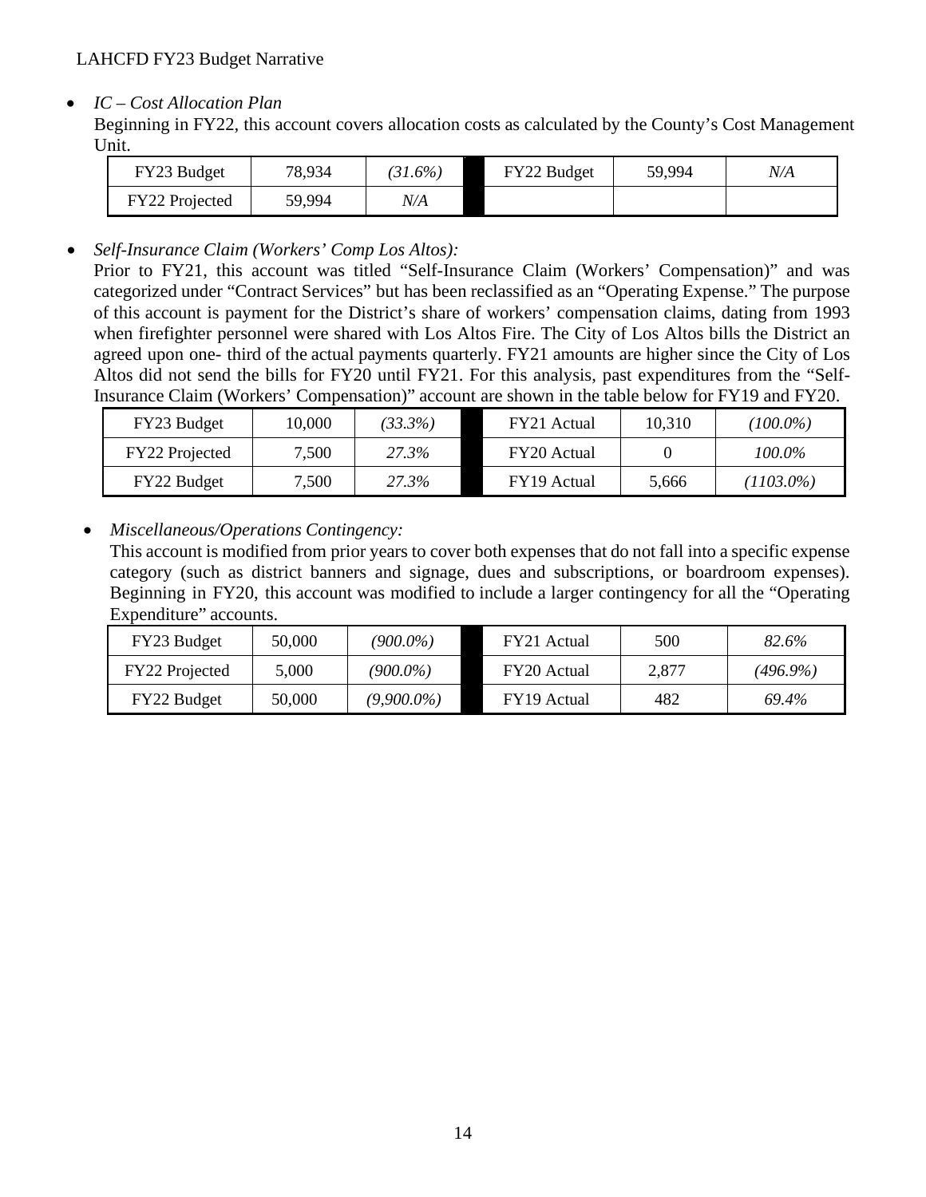- *IC – Cost Allocation Plan*

  Beginning in FY22, this account covers allocation costs as calculated by the County's Cost Management Unit.

| | | | | | |
|---|---|---|---|---|---|
| FY23 Budget | 78,934 | *(31.6%)* | FY22 Budget | 59,994 | *N/A* |
| FY22 Projected | 59,994 | *N/A* | | | |

- *Self-Insurance Claim (Workers' Comp Los Altos):*

  Prior to FY21, this account was titled "Self-Insurance Claim (Workers' Compensation)" and was categorized under "Contract Services" but has been reclassified as an "Operating Expense." The purpose of this account is payment for the District's share of workers' compensation claims, dating from 1993 when firefighter personnel were shared with Los Altos Fire. The City of Los Altos bills the District an agreed upon one- third of the actual payments quarterly. FY21 amounts are higher since the City of Los Altos did not send the bills for FY20 until FY21. For this analysis, past expenditures from the "Self-Insurance Claim (Workers' Compensation)" account are shown in the table below for FY19 and FY20.

| | | | | | |
|---|---|---|---|---|---|
| FY23 Budget | 10,000 | *(33.3%)* | FY21 Actual | 10,310 | *(100.0%)* |
| FY22 Projected | 7,500 | *27.3%* | FY20 Actual | 0 | *100.0%* |
| FY22 Budget | 7,500 | *27.3%* | FY19 Actual | 5,666 | *(1103.0%)* |

- *Miscellaneous/Operations Contingency:*

  This account is modified from prior years to cover both expenses that do not fall into a specific expense category (such as district banners and signage, dues and subscriptions, or boardroom expenses). Beginning in FY20, this account was modified to include a larger contingency for all the "Operating Expenditure" accounts.

| | | | | | |
|---|---|---|---|---|---|
| FY23 Budget | 50,000 | *(900.0%)* | FY21 Actual | 500 | *82.6%* |
| FY22 Projected | 5,000 | *(900.0%)* | FY20 Actual | 2,877 | *(496.9%)* |
| FY22 Budget | 50,000 | *(9,900.0%)* | FY19 Actual | 482 | *69.4%* |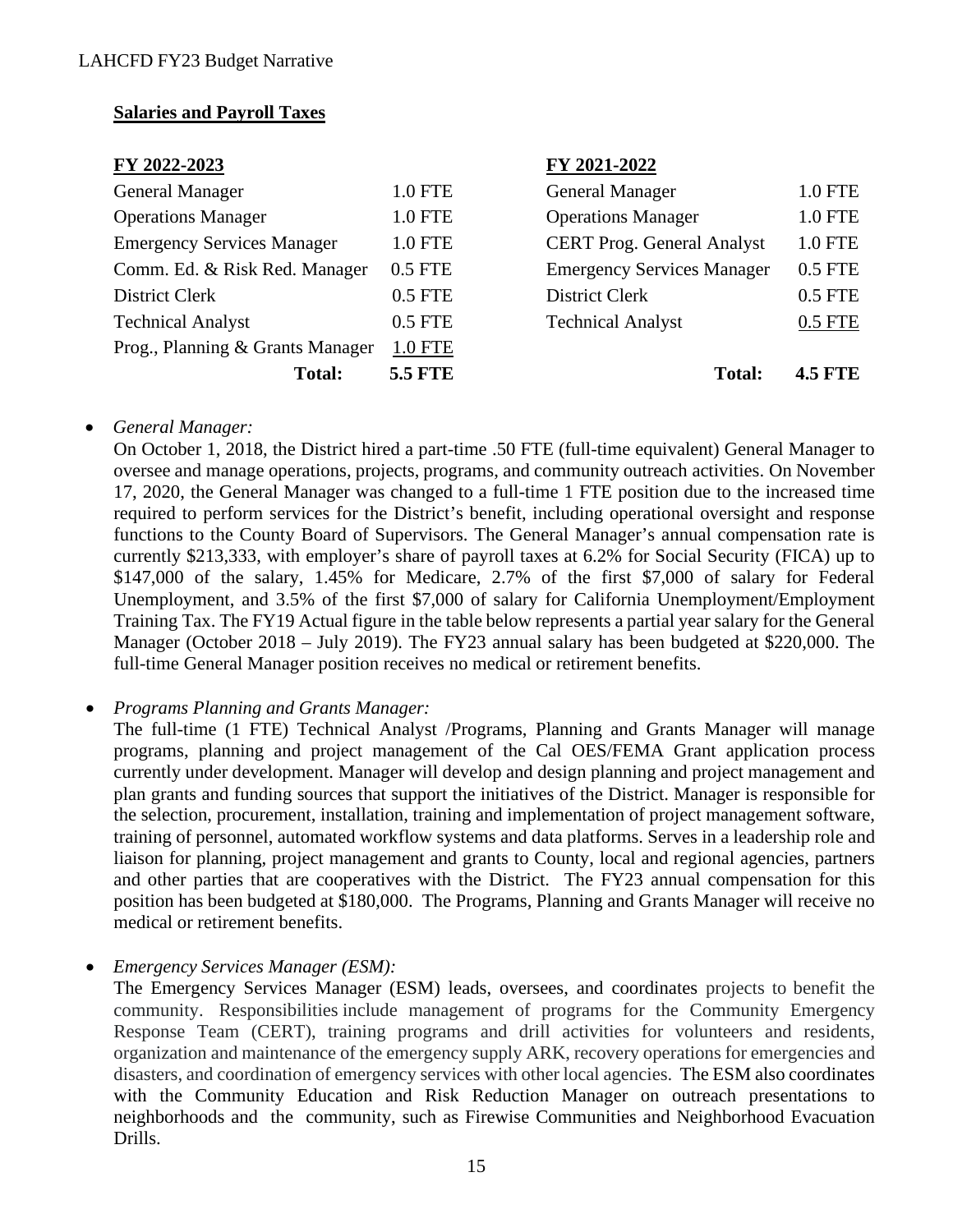**Salaries and Payroll Taxes**

| FY 2022-2023 | | FY 2021-2022 | |
|---|---|---|---|
| General Manager | 1.0 FTE | General Manager | 1.0 FTE |
| Operations Manager | 1.0 FTE | Operations Manager | 1.0 FTE |
| Emergency Services Manager | 1.0 FTE | CERT Prog. General Analyst | 1.0 FTE |
| Comm. Ed. & Risk Red. Manager | 0.5 FTE | Emergency Services Manager | 0.5 FTE |
| District Clerk | 0.5 FTE | District Clerk | 0.5 FTE |
| Technical Analyst | 0.5 FTE | Technical Analyst | 0.5 FTE |
| Prog., Planning & Grants Manager | 1.0 FTE | | |
| **Total:** | **5.5 FTE** | **Total:** | **4.5 FTE** |

- *General Manager:*
  On October 1, 2018, the District hired a part-time .50 FTE (full-time equivalent) General Manager to oversee and manage operations, projects, programs, and community outreach activities. On November 17, 2020, the General Manager was changed to a full-time 1 FTE position due to the increased time required to perform services for the District's benefit, including operational oversight and response functions to the County Board of Supervisors. The General Manager's annual compensation rate is currently $213,333, with employer's share of payroll taxes at 6.2% for Social Security (FICA) up to $147,000 of the salary, 1.45% for Medicare, 2.7% of the first $7,000 of salary for Federal Unemployment, and 3.5% of the first $7,000 of salary for California Unemployment/Employment Training Tax. The FY19 Actual figure in the table below represents a partial year salary for the General Manager (October 2018 – July 2019). The FY23 annual salary has been budgeted at $220,000. The full-time General Manager position receives no medical or retirement benefits.

- *Programs Planning and Grants Manager:*
  The full-time (1 FTE) Technical Analyst /Programs, Planning and Grants Manager will manage programs, planning and project management of the Cal OES/FEMA Grant application process currently under development. Manager will develop and design planning and project management and plan grants and funding sources that support the initiatives of the District. Manager is responsible for the selection, procurement, installation, training and implementation of project management software, training of personnel, automated workflow systems and data platforms. Serves in a leadership role and liaison for planning, project management and grants to County, local and regional agencies, partners and other parties that are cooperatives with the District. The FY23 annual compensation for this position has been budgeted at $180,000. The Programs, Planning and Grants Manager will receive no medical or retirement benefits.

- *Emergency Services Manager (ESM):*
  The Emergency Services Manager (ESM) leads, oversees, and coordinates projects to benefit the community. Responsibilities include management of programs for the Community Emergency Response Team (CERT), training programs and drill activities for volunteers and residents, organization and maintenance of the emergency supply ARK, recovery operations for emergencies and disasters, and coordination of emergency services with other local agencies. The ESM also coordinates with the Community Education and Risk Reduction Manager on outreach presentations to neighborhoods and the community, such as Firewise Communities and Neighborhood Evacuation Drills.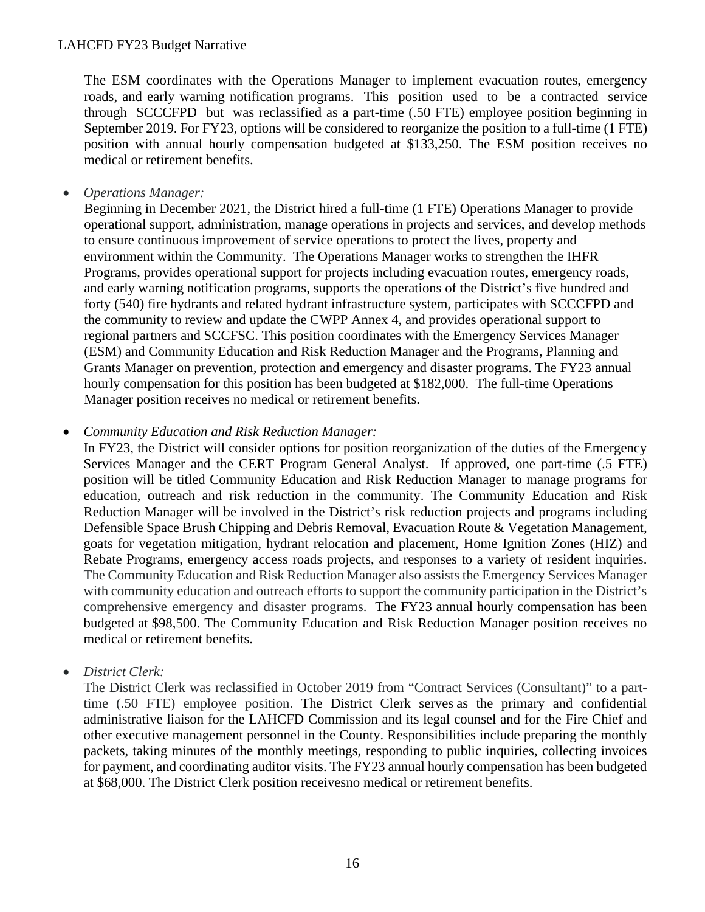The ESM coordinates with the Operations Manager to implement evacuation routes, emergency roads, and early warning notification programs. This position used to be a contracted service through SCCCFPD but was reclassified as a part-time (.50 FTE) employee position beginning in September 2019. For FY23, options will be considered to reorganize the position to a full-time (1 FTE) position with annual hourly compensation budgeted at $133,250. The ESM position receives no medical or retirement benefits.

- *Operations Manager:*
  Beginning in December 2021, the District hired a full-time (1 FTE) Operations Manager to provide operational support, administration, manage operations in projects and services, and develop methods to ensure continuous improvement of service operations to protect the lives, property and environment within the Community. The Operations Manager works to strengthen the IHFR Programs, provides operational support for projects including evacuation routes, emergency roads, and early warning notification programs, supports the operations of the District's five hundred and forty (540) fire hydrants and related hydrant infrastructure system, participates with SCCCFPD and the community to review and update the CWPP Annex 4, and provides operational support to regional partners and SCCFSC. This position coordinates with the Emergency Services Manager (ESM) and Community Education and Risk Reduction Manager and the Programs, Planning and Grants Manager on prevention, protection and emergency and disaster programs. The FY23 annual hourly compensation for this position has been budgeted at $182,000. The full-time Operations Manager position receives no medical or retirement benefits.

- *Community Education and Risk Reduction Manager:*
  In FY23, the District will consider options for position reorganization of the duties of the Emergency Services Manager and the CERT Program General Analyst. If approved, one part-time (.5 FTE) position will be titled Community Education and Risk Reduction Manager to manage programs for education, outreach and risk reduction in the community. The Community Education and Risk Reduction Manager will be involved in the District's risk reduction projects and programs including Defensible Space Brush Chipping and Debris Removal, Evacuation Route & Vegetation Management, goats for vegetation mitigation, hydrant relocation and placement, Home Ignition Zones (HIZ) and Rebate Programs, emergency access roads projects, and responses to a variety of resident inquiries. The Community Education and Risk Reduction Manager also assists the Emergency Services Manager with community education and outreach efforts to support the community participation in the District's comprehensive emergency and disaster programs. The FY23 annual hourly compensation has been budgeted at $98,500. The Community Education and Risk Reduction Manager position receives no medical or retirement benefits.

- *District Clerk:*
  The District Clerk was reclassified in October 2019 from "Contract Services (Consultant)" to a part-time (.50 FTE) employee position. The District Clerk serves as the primary and confidential administrative liaison for the LAHCFD Commission and its legal counsel and for the Fire Chief and other executive management personnel in the County. Responsibilities include preparing the monthly packets, taking minutes of the monthly meetings, responding to public inquiries, collecting invoices for payment, and coordinating auditor visits. The FY23 annual hourly compensation has been budgeted at $68,000. The District Clerk position receivesno medical or retirement benefits.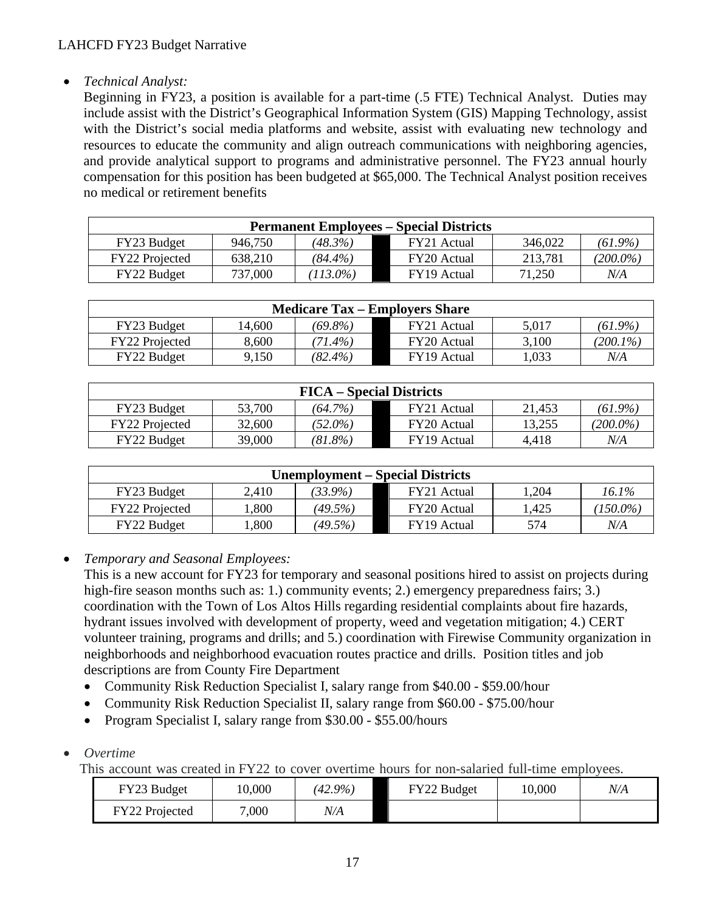- *Technical Analyst:*

  Beginning in FY23, a position is available for a part-time (.5 FTE) Technical Analyst. Duties may include assist with the District's Geographical Information System (GIS) Mapping Technology, assist with the District's social media platforms and website, assist with evaluating new technology and resources to educate the community and align outreach communications with neighboring agencies, and provide analytical support to programs and administrative personnel. The FY23 annual hourly compensation for this position has been budgeted at $65,000. The Technical Analyst position receives no medical or retirement benefits

| Permanent Employees – Special Districts | | | | | | |
|---|---|---|---|---|---|---|
| FY23 Budget | 946,750 | *(48.3%)* | | FY21 Actual | 346,022 | *(61.9%)* |
| FY22 Projected | 638,210 | *(84.4%)* | | FY20 Actual | 213,781 | *(200.0%)* |
| FY22 Budget | 737,000 | *(113.0%)* | | FY19 Actual | 71,250 | *N/A* |

| Medicare Tax – Employers Share | | | | | | |
|---|---|---|---|---|---|---|
| FY23 Budget | 14,600 | *(69.8%)* | | FY21 Actual | 5,017 | *(61.9%)* |
| FY22 Projected | 8,600 | *(71.4%)* | | FY20 Actual | 3,100 | *(200.1%)* |
| FY22 Budget | 9,150 | *(82.4%)* | | FY19 Actual | 1,033 | *N/A* |

| FICA – Special Districts | | | | | | |
|---|---|---|---|---|---|---|
| FY23 Budget | 53,700 | *(64.7%)* | | FY21 Actual | 21,453 | *(61.9%)* |
| FY22 Projected | 32,600 | *(52.0%)* | | FY20 Actual | 13,255 | *(200.0%)* |
| FY22 Budget | 39,000 | *(81.8%)* | | FY19 Actual | 4,418 | *N/A* |

| Unemployment – Special Districts | | | | | | |
|---|---|---|---|---|---|---|
| FY23 Budget | 2,410 | *(33.9%)* | | FY21 Actual | 1,204 | *16.1%* |
| FY22 Projected | 1,800 | *(49.5%)* | | FY20 Actual | 1,425 | *(150.0%)* |
| FY22 Budget | 1,800 | *(49.5%)* | | FY19 Actual | 574 | *N/A* |

- *Temporary and Seasonal Employees:*

  This is a new account for FY23 for temporary and seasonal positions hired to assist on projects during high-fire season months such as: 1.) community events; 2.) emergency preparedness fairs; 3.) coordination with the Town of Los Altos Hills regarding residential complaints about fire hazards, hydrant issues involved with development of property, weed and vegetation mitigation; 4.) CERT volunteer training, programs and drills; and 5.) coordination with Firewise Community organization in neighborhoods and neighborhood evacuation routes practice and drills. Position titles and job descriptions are from County Fire Department
  - Community Risk Reduction Specialist I, salary range from $40.00 - $59.00/hour
  - Community Risk Reduction Specialist II, salary range from $60.00 - $75.00/hour
  - Program Specialist I, salary range from $30.00 - $55.00/hours

- *Overtime*

  This account was created in FY22 to cover overtime hours for non-salaried full-time employees.

| FY23 Budget | 10,000 | *(42.9%)* | | FY22 Budget | 10,000 | *N/A* |
|---|---|---|---|---|---|---|
| FY22 Projected | 7,000 | *N/A* | | | | |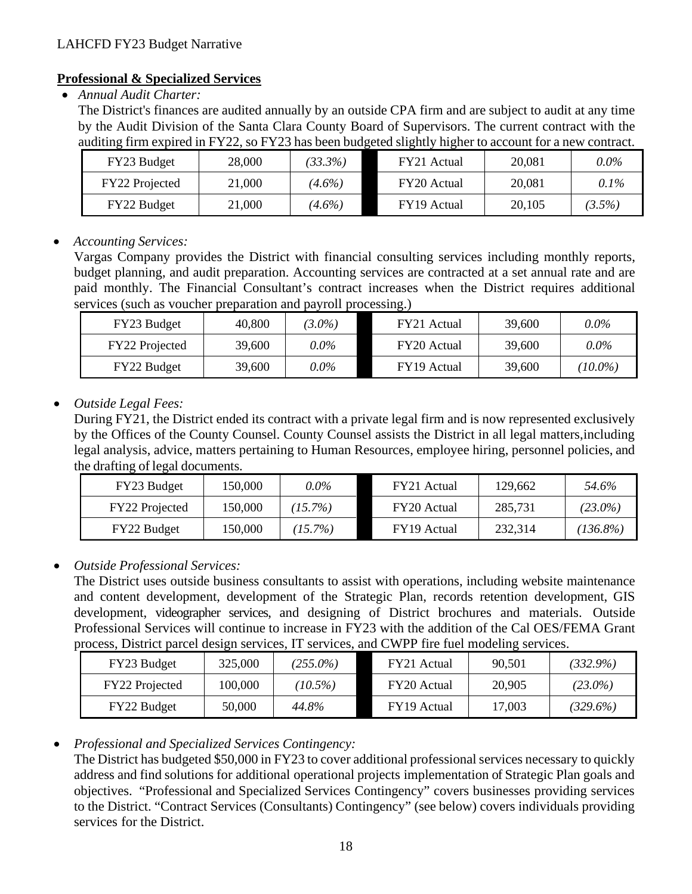## Professional & Specialized Services

- *Annual Audit Charter:*

  The District's finances are audited annually by an outside CPA firm and are subject to audit at any time by the Audit Division of the Santa Clara County Board of Supervisors. The current contract with the auditing firm expired in FY22, so FY23 has been budgeted slightly higher to account for a new contract.

| FY23 Budget | 28,000 | *(33.3%)* | | FY21 Actual | 20,081 | *0.0%* |
|---|---|---|---|---|---|---|
| FY22 Projected | 21,000 | *(4.6%)* | | FY20 Actual | 20,081 | *0.1%* |
| FY22 Budget | 21,000 | *(4.6%)* | | FY19 Actual | 20,105 | *(3.5%)* |

- *Accounting Services:*

  Vargas Company provides the District with financial consulting services including monthly reports, budget planning, and audit preparation. Accounting services are contracted at a set annual rate and are paid monthly. The Financial Consultant's contract increases when the District requires additional services (such as voucher preparation and payroll processing.)

| FY23 Budget | 40,800 | *(3.0%)* | | FY21 Actual | 39,600 | *0.0%* |
|---|---|---|---|---|---|---|
| FY22 Projected | 39,600 | *0.0%* | | FY20 Actual | 39,600 | *0.0%* |
| FY22 Budget | 39,600 | *0.0%* | | FY19 Actual | 39,600 | *(10.0%)* |

- *Outside Legal Fees:*

  During FY21, the District ended its contract with a private legal firm and is now represented exclusively by the Offices of the County Counsel. County Counsel assists the District in all legal matters,including legal analysis, advice, matters pertaining to Human Resources, employee hiring, personnel policies, and the drafting of legal documents.

| FY23 Budget | 150,000 | *0.0%* | | FY21 Actual | 129,662 | *54.6%* |
|---|---|---|---|---|---|---|
| FY22 Projected | 150,000 | *(15.7%)* | | FY20 Actual | 285,731 | *(23.0%)* |
| FY22 Budget | 150,000 | *(15.7%)* | | FY19 Actual | 232,314 | *(136.8%)* |

- *Outside Professional Services:*

  The District uses outside business consultants to assist with operations, including website maintenance and content development, development of the Strategic Plan, records retention development, GIS development, videographer services, and designing of District brochures and materials. Outside Professional Services will continue to increase in FY23 with the addition of the Cal OES/FEMA Grant process, District parcel design services, IT services, and CWPP fire fuel modeling services.

| FY23 Budget | 325,000 | *(255.0%)* | | FY21 Actual | 90,501 | *(332.9%)* |
|---|---|---|---|---|---|---|
| FY22 Projected | 100,000 | *(10.5%)* | | FY20 Actual | 20,905 | *(23.0%)* |
| FY22 Budget | 50,000 | *44.8%* | | FY19 Actual | 17,003 | *(329.6%)* |

- *Professional and Specialized Services Contingency:*

  The District has budgeted $50,000 in FY23 to cover additional professional services necessary to quickly address and find solutions for additional operational projects implementation of Strategic Plan goals and objectives. "Professional and Specialized Services Contingency" covers businesses providing services to the District. "Contract Services (Consultants) Contingency" (see below) covers individuals providing services for the District.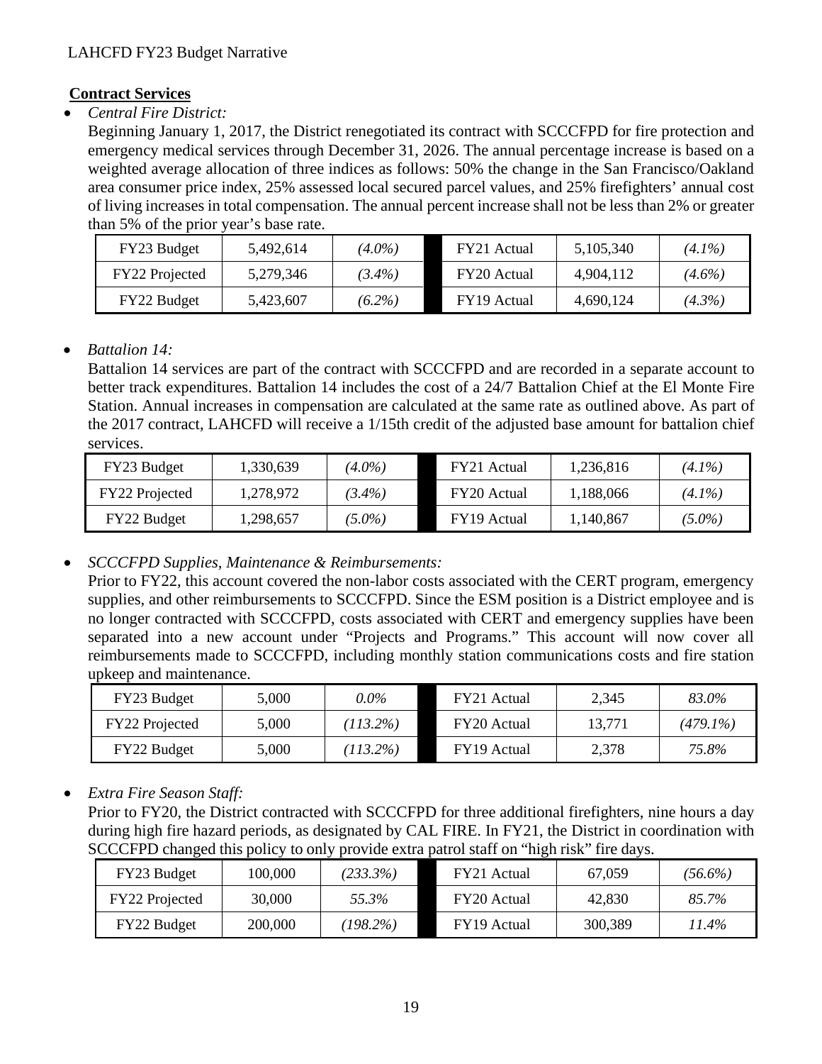## Contract Services

- *Central Fire District:*

  Beginning January 1, 2017, the District renegotiated its contract with SCCCFPD for fire protection and emergency medical services through December 31, 2026. The annual percentage increase is based on a weighted average allocation of three indices as follows: 50% the change in the San Francisco/Oakland area consumer price index, 25% assessed local secured parcel values, and 25% firefighters' annual cost of living increases in total compensation. The annual percent increase shall not be less than 2% or greater than 5% of the prior year's base rate.

| FY23 Budget | 5,492,614 | *(4.0%)* | FY21 Actual | 5,105,340 | *(4.1%)* |
|---|---|---|---|---|---|
| FY22 Projected | 5,279,346 | *(3.4%)* | FY20 Actual | 4,904,112 | *(4.6%)* |
| FY22 Budget | 5,423,607 | *(6.2%)* | FY19 Actual | 4,690,124 | *(4.3%)* |

- *Battalion 14:*

  Battalion 14 services are part of the contract with SCCCFPD and are recorded in a separate account to better track expenditures. Battalion 14 includes the cost of a 24/7 Battalion Chief at the El Monte Fire Station. Annual increases in compensation are calculated at the same rate as outlined above. As part of the 2017 contract, LAHCFD will receive a 1/15th credit of the adjusted base amount for battalion chief services.

| FY23 Budget | 1,330,639 | *(4.0%)* | FY21 Actual | 1,236,816 | *(4.1%)* |
|---|---|---|---|---|---|
| FY22 Projected | 1,278,972 | *(3.4%)* | FY20 Actual | 1,188,066 | *(4.1%)* |
| FY22 Budget | 1,298,657 | *(5.0%)* | FY19 Actual | 1,140,867 | *(5.0%)* |

- *SCCCFPD Supplies, Maintenance & Reimbursements:*

  Prior to FY22, this account covered the non-labor costs associated with the CERT program, emergency supplies, and other reimbursements to SCCCFPD. Since the ESM position is a District employee and is no longer contracted with SCCCFPD, costs associated with CERT and emergency supplies have been separated into a new account under "Projects and Programs." This account will now cover all reimbursements made to SCCCFPD, including monthly station communications costs and fire station upkeep and maintenance.

| FY23 Budget | 5,000 | *0.0%* | FY21 Actual | 2,345 | *83.0%* |
|---|---|---|---|---|---|
| FY22 Projected | 5,000 | *(113.2%)* | FY20 Actual | 13,771 | *(479.1%)* |
| FY22 Budget | 5,000 | *(113.2%)* | FY19 Actual | 2,378 | *75.8%* |

- *Extra Fire Season Staff:*

  Prior to FY20, the District contracted with SCCCFPD for three additional firefighters, nine hours a day during high fire hazard periods, as designated by CAL FIRE. In FY21, the District in coordination with SCCCFPD changed this policy to only provide extra patrol staff on "high risk" fire days.

| FY23 Budget | 100,000 | *(233.3%)* | FY21 Actual | 67,059 | *(56.6%)* |
|---|---|---|---|---|---|
| FY22 Projected | 30,000 | *55.3%* | FY20 Actual | 42,830 | *85.7%* |
| FY22 Budget | 200,000 | *(198.2%)* | FY19 Actual | 300,389 | *11.4%* |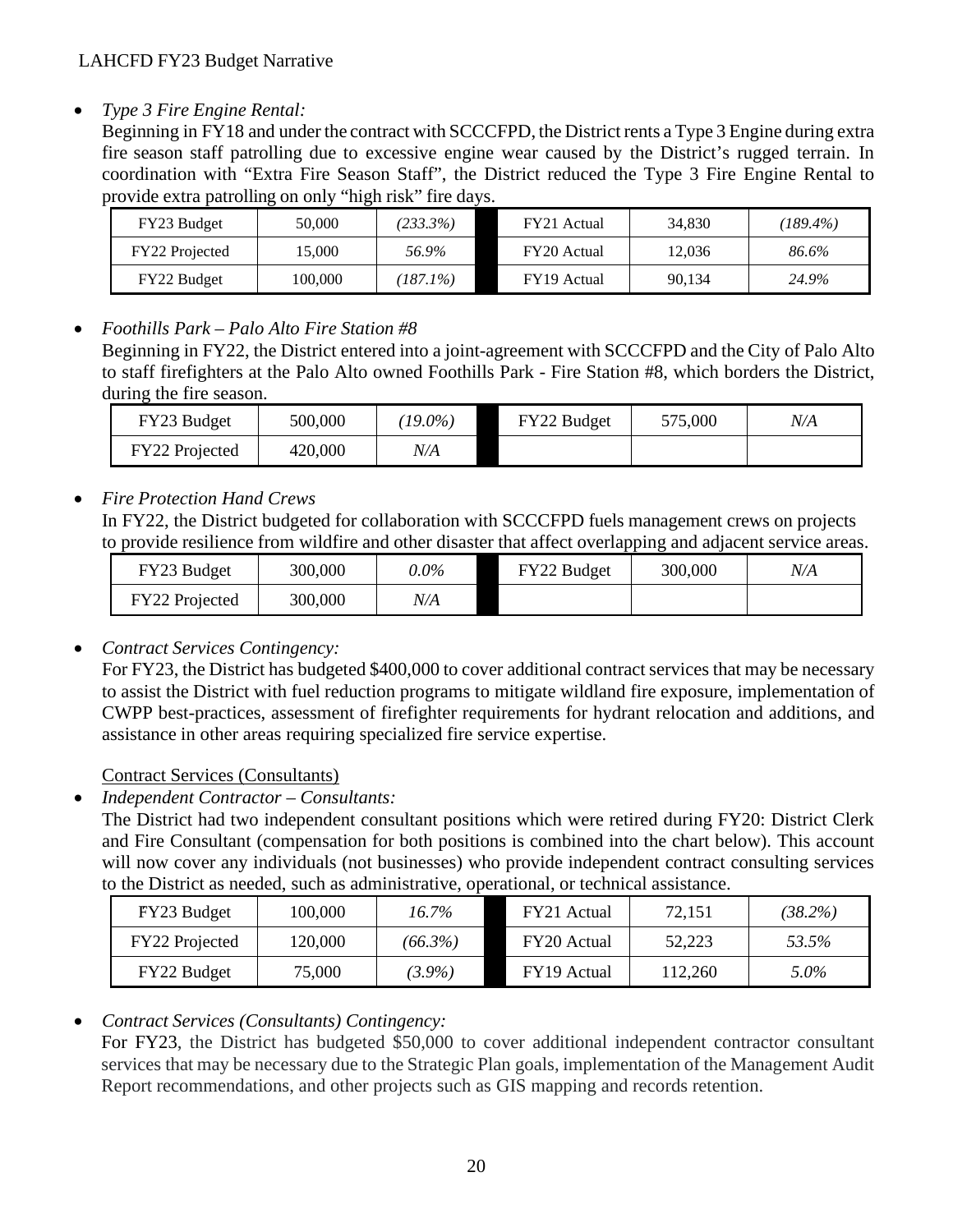- *Type 3 Fire Engine Rental:*

  Beginning in FY18 and under the contract with SCCCFPD, the District rents a Type 3 Engine during extra fire season staff patrolling due to excessive engine wear caused by the District's rugged terrain. In coordination with "Extra Fire Season Staff", the District reduced the Type 3 Fire Engine Rental to provide extra patrolling on only "high risk" fire days.

| | | | | | | |
|---|---|---|---|---|---|---|
| FY23 Budget | 50,000 | *(233.3%)* | | FY21 Actual | 34,830 | *(189.4%)* |
| FY22 Projected | 15,000 | *56.9%* | | FY20 Actual | 12,036 | *86.6%* |
| FY22 Budget | 100,000 | *(187.1%)* | | FY19 Actual | 90,134 | *24.9%* |

- *Foothills Park – Palo Alto Fire Station #8*

  Beginning in FY22, the District entered into a joint-agreement with SCCCFPD and the City of Palo Alto to staff firefighters at the Palo Alto owned Foothills Park - Fire Station #8, which borders the District, during the fire season.

| | | | | | | |
|---|---|---|---|---|---|---|
| FY23 Budget | 500,000 | *(19.0%)* | | FY22 Budget | 575,000 | *N/A* |
| FY22 Projected | 420,000 | *N/A* | | | | |

- *Fire Protection Hand Crews*

  In FY22, the District budgeted for collaboration with SCCCFPD fuels management crews on projects to provide resilience from wildfire and other disaster that affect overlapping and adjacent service areas.

| | | | | | | |
|---|---|---|---|---|---|---|
| FY23 Budget | 300,000 | *0.0%* | | FY22 Budget | 300,000 | *N/A* |
| FY22 Projected | 300,000 | *N/A* | | | | |

- *Contract Services Contingency:*

  For FY23, the District has budgeted $400,000 to cover additional contract services that may be necessary to assist the District with fuel reduction programs to mitigate wildland fire exposure, implementation of CWPP best-practices, assessment of firefighter requirements for hydrant relocation and additions, and assistance in other areas requiring specialized fire service expertise.

  <u>Contract Services (Consultants)</u>

- *Independent Contractor – Consultants:*

  The District had two independent consultant positions which were retired during FY20: District Clerk and Fire Consultant (compensation for both positions is combined into the chart below). This account will now cover any individuals (not businesses) who provide independent contract consulting services to the District as needed, such as administrative, operational, or technical assistance.

| | | | | | | |
|---|---|---|---|---|---|---|
| FY23 Budget | 100,000 | *16.7%* | | FY21 Actual | 72,151 | *(38.2%)* |
| FY22 Projected | 120,000 | *(66.3%)* | | FY20 Actual | 52,223 | *53.5%* |
| FY22 Budget | 75,000 | *(3.9%)* | | FY19 Actual | 112,260 | *5.0%* |

- *Contract Services (Consultants) Contingency:*

  For FY23, the District has budgeted $50,000 to cover additional independent contractor consultant services that may be necessary due to the Strategic Plan goals, implementation of the Management Audit Report recommendations, and other projects such as GIS mapping and records retention.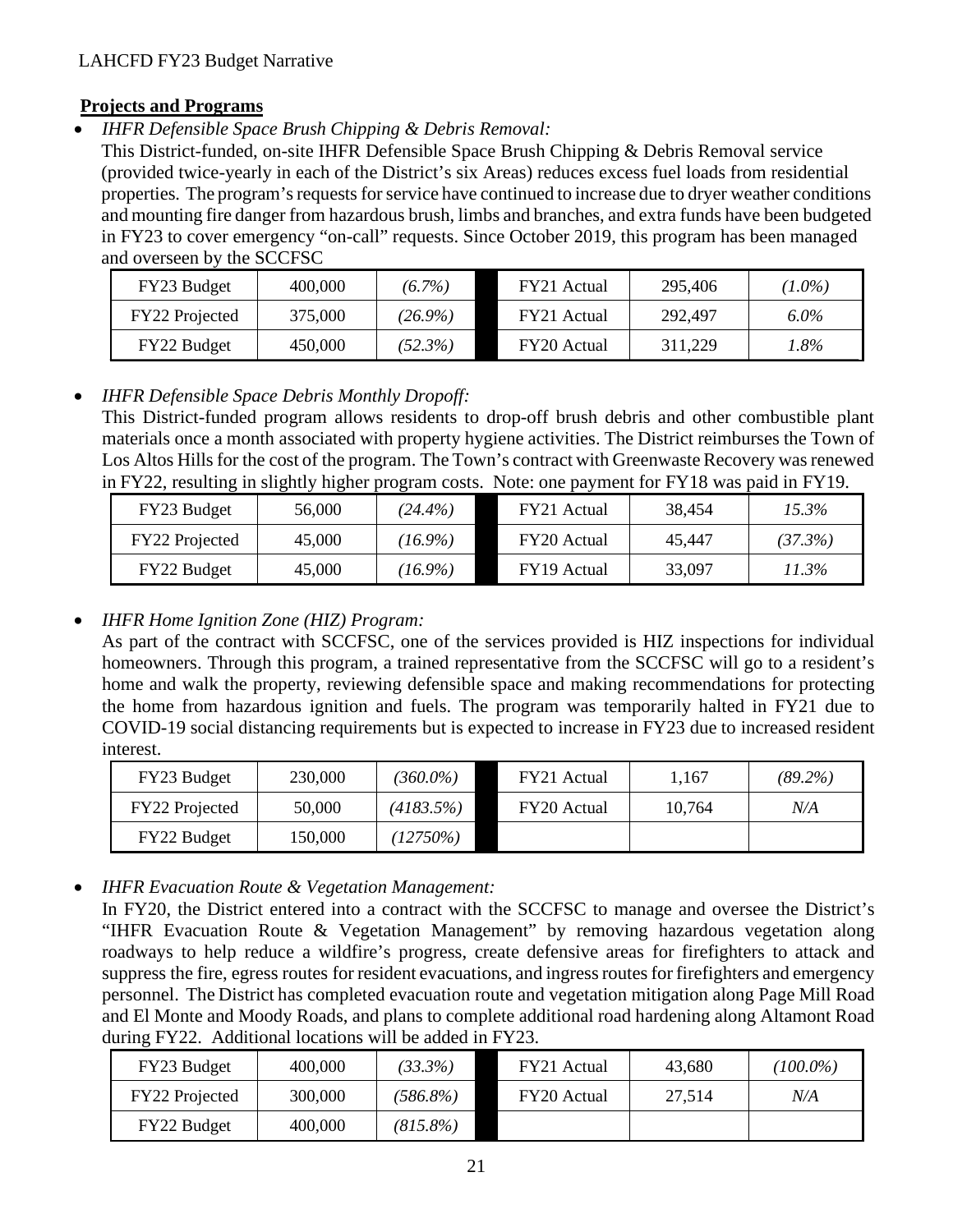## Projects and Programs

- *IHFR Defensible Space Brush Chipping & Debris Removal:*

  This District-funded, on-site IHFR Defensible Space Brush Chipping & Debris Removal service (provided twice-yearly in each of the District's six Areas) reduces excess fuel loads from residential properties. The program's requests for service have continued to increase due to dryer weather conditions and mounting fire danger from hazardous brush, limbs and branches, and extra funds have been budgeted in FY23 to cover emergency "on-call" requests. Since October 2019, this program has been managed and overseen by the SCCFSC

| FY23 Budget | 400,000 | *(6.7%)* | | FY21 Actual | 295,406 | *(1.0%)* |
|---|---|---|---|---|---|---|
| FY22 Projected | 375,000 | *(26.9%)* | | FY21 Actual | 292,497 | *6.0%* |
| FY22 Budget | 450,000 | *(52.3%)* | | FY20 Actual | 311,229 | *1.8%* |

- *IHFR Defensible Space Debris Monthly Dropoff:*

  This District-funded program allows residents to drop-off brush debris and other combustible plant materials once a month associated with property hygiene activities. The District reimburses the Town of Los Altos Hills for the cost of the program. The Town's contract with Greenwaste Recovery was renewed in FY22, resulting in slightly higher program costs. Note: one payment for FY18 was paid in FY19.

| FY23 Budget | 56,000 | *(24.4%)* | | FY21 Actual | 38,454 | *15.3%* |
|---|---|---|---|---|---|---|
| FY22 Projected | 45,000 | *(16.9%)* | | FY20 Actual | 45,447 | *(37.3%)* |
| FY22 Budget | 45,000 | *(16.9%)* | | FY19 Actual | 33,097 | *11.3%* |

- *IHFR Home Ignition Zone (HIZ) Program:*

  As part of the contract with SCCFSC, one of the services provided is HIZ inspections for individual homeowners. Through this program, a trained representative from the SCCFSC will go to a resident's home and walk the property, reviewing defensible space and making recommendations for protecting the home from hazardous ignition and fuels. The program was temporarily halted in FY21 due to COVID-19 social distancing requirements but is expected to increase in FY23 due to increased resident interest.

| FY23 Budget | 230,000 | *(360.0%)* | | FY21 Actual | 1,167 | *(89.2%)* |
|---|---|---|---|---|---|---|
| FY22 Projected | 50,000 | *(4183.5%)* | | FY20 Actual | 10,764 | *N/A* |
| FY22 Budget | 150,000 | *(12750%)* | | | | |

- *IHFR Evacuation Route & Vegetation Management:*

  In FY20, the District entered into a contract with the SCCFSC to manage and oversee the District's "IHFR Evacuation Route & Vegetation Management" by removing hazardous vegetation along roadways to help reduce a wildfire's progress, create defensive areas for firefighters to attack and suppress the fire, egress routes for resident evacuations, and ingress routes for firefighters and emergency personnel. The District has completed evacuation route and vegetation mitigation along Page Mill Road and El Monte and Moody Roads, and plans to complete additional road hardening along Altamont Road during FY22. Additional locations will be added in FY23.

| FY23 Budget | 400,000 | *(33.3%)* | | FY21 Actual | 43,680 | *(100.0%)* |
|---|---|---|---|---|---|---|
| FY22 Projected | 300,000 | *(586.8%)* | | FY20 Actual | 27,514 | *N/A* |
| FY22 Budget | 400,000 | *(815.8%)* | | | | |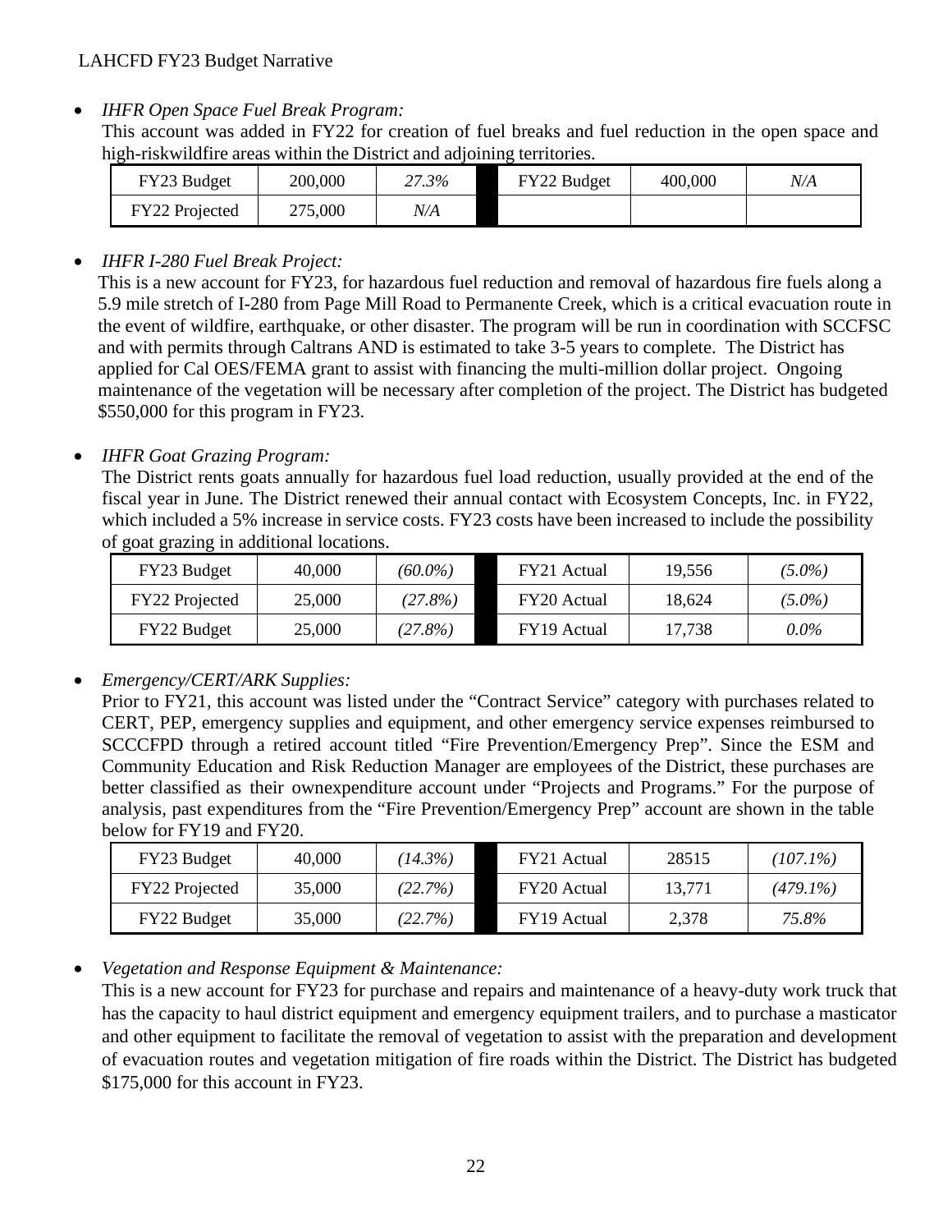- *IHFR Open Space Fuel Break Program:*
  This account was added in FY22 for creation of fuel breaks and fuel reduction in the open space and high-riskwildfire areas within the District and adjoining territories.

| FY23 Budget | 200,000 | *27.3%* | | FY22 Budget | 400,000 | *N/A* |
|---|---|---|---|---|---|---|
| FY22 Projected | 275,000 | *N/A* | | | | |

- *IHFR I-280 Fuel Break Project:*
  This is a new account for FY23, for hazardous fuel reduction and removal of hazardous fire fuels along a 5.9 mile stretch of I-280 from Page Mill Road to Permanente Creek, which is a critical evacuation route in the event of wildfire, earthquake, or other disaster. The program will be run in coordination with SCCFSC and with permits through Caltrans AND is estimated to take 3-5 years to complete. The District has applied for Cal OES/FEMA grant to assist with financing the multi-million dollar project. Ongoing maintenance of the vegetation will be necessary after completion of the project. The District has budgeted $550,000 for this program in FY23.

- *IHFR Goat Grazing Program:*
  The District rents goats annually for hazardous fuel load reduction, usually provided at the end of the fiscal year in June. The District renewed their annual contact with Ecosystem Concepts, Inc. in FY22, which included a 5% increase in service costs. FY23 costs have been increased to include the possibility of goat grazing in additional locations.

| FY23 Budget | 40,000 | *(60.0%)* | | FY21 Actual | 19,556 | *(5.0%)* |
|---|---|---|---|---|---|---|
| FY22 Projected | 25,000 | *(27.8%)* | | FY20 Actual | 18,624 | *(5.0%)* |
| FY22 Budget | 25,000 | *(27.8%)* | | FY19 Actual | 17,738 | *0.0%* |

- *Emergency/CERT/ARK Supplies:*
  Prior to FY21, this account was listed under the "Contract Service" category with purchases related to CERT, PEP, emergency supplies and equipment, and other emergency service expenses reimbursed to SCCCFPD through a retired account titled "Fire Prevention/Emergency Prep". Since the ESM and Community Education and Risk Reduction Manager are employees of the District, these purchases are better classified as their ownexpenditure account under "Projects and Programs." For the purpose of analysis, past expenditures from the "Fire Prevention/Emergency Prep" account are shown in the table below for FY19 and FY20.

| FY23 Budget | 40,000 | *(14.3%)* | | FY21 Actual | 28515 | *(107.1%)* |
|---|---|---|---|---|---|---|
| FY22 Projected | 35,000 | *(22.7%)* | | FY20 Actual | 13,771 | *(479.1%)* |
| FY22 Budget | 35,000 | *(22.7%)* | | FY19 Actual | 2,378 | *75.8%* |

- *Vegetation and Response Equipment & Maintenance:*
  This is a new account for FY23 for purchase and repairs and maintenance of a heavy-duty work truck that has the capacity to haul district equipment and emergency equipment trailers, and to purchase a masticator and other equipment to facilitate the removal of vegetation to assist with the preparation and development of evacuation routes and vegetation mitigation of fire roads within the District. The District has budgeted $175,000 for this account in FY23.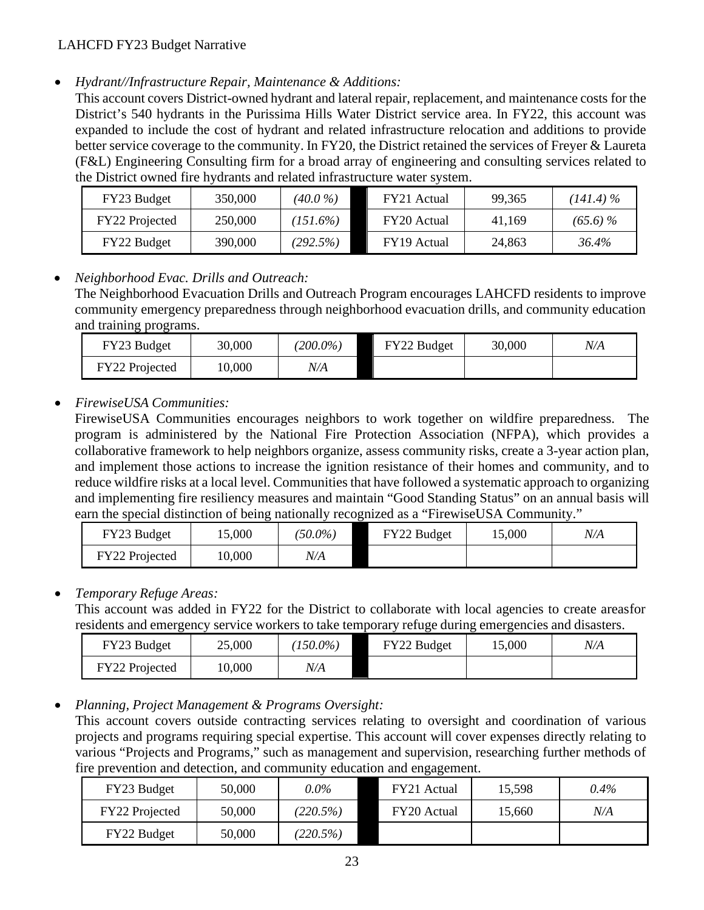- *Hydrant//Infrastructure Repair, Maintenance & Additions:*

  This account covers District-owned hydrant and lateral repair, replacement, and maintenance costs for the District's 540 hydrants in the Purissima Hills Water District service area. In FY22, this account was expanded to include the cost of hydrant and related infrastructure relocation and additions to provide better service coverage to the community. In FY20, the District retained the services of Freyer & Laureta (F&L) Engineering Consulting firm for a broad array of engineering and consulting services related to the District owned fire hydrants and related infrastructure water system.

| FY23 Budget | 350,000 | *(40.0 %)* | | FY21 Actual | 99,365 | *(141.4) %* |
|---|---|---|---|---|---|---|
| FY22 Projected | 250,000 | *(151.6%)* | | FY20 Actual | 41,169 | *(65.6) %* |
| FY22 Budget | 390,000 | *(292.5%)* | | FY19 Actual | 24,863 | *36.4%* |

- *Neighborhood Evac. Drills and Outreach:*

  The Neighborhood Evacuation Drills and Outreach Program encourages LAHCFD residents to improve community emergency preparedness through neighborhood evacuation drills, and community education and training programs.

| FY23 Budget | 30,000 | *(200.0%)* | | FY22 Budget | 30,000 | *N/A* |
|---|---|---|---|---|---|---|
| FY22 Projected | 10,000 | *N/A* | | | | |

- *FirewiseUSA Communities:*

  FirewiseUSA Communities encourages neighbors to work together on wildfire preparedness. The program is administered by the National Fire Protection Association (NFPA), which provides a collaborative framework to help neighbors organize, assess community risks, create a 3-year action plan, and implement those actions to increase the ignition resistance of their homes and community, and to reduce wildfire risks at a local level. Communities that have followed a systematic approach to organizing and implementing fire resiliency measures and maintain "Good Standing Status" on an annual basis will earn the special distinction of being nationally recognized as a "FirewiseUSA Community."

| FY23 Budget | 15,000 | *(50.0%)* | | FY22 Budget | 15,000 | *N/A* |
|---|---|---|---|---|---|---|
| FY22 Projected | 10,000 | *N/A* | | | | |

- *Temporary Refuge Areas:*

  This account was added in FY22 for the District to collaborate with local agencies to create areasfor residents and emergency service workers to take temporary refuge during emergencies and disasters.

| FY23 Budget | 25,000 | *(150.0%)* | | FY22 Budget | 15,000 | *N/A* |
|---|---|---|---|---|---|---|
| FY22 Projected | 10,000 | *N/A* | | | | |

- *Planning, Project Management & Programs Oversight:*

  This account covers outside contracting services relating to oversight and coordination of various projects and programs requiring special expertise. This account will cover expenses directly relating to various "Projects and Programs," such as management and supervision, researching further methods of fire prevention and detection, and community education and engagement.

| FY23 Budget | 50,000 | *0.0%* | | FY21 Actual | 15,598 | *0.4%* |
|---|---|---|---|---|---|---|
| FY22 Projected | 50,000 | *(220.5%)* | | FY20 Actual | 15,660 | *N/A* |
| FY22 Budget | 50,000 | *(220.5%)* | | | | |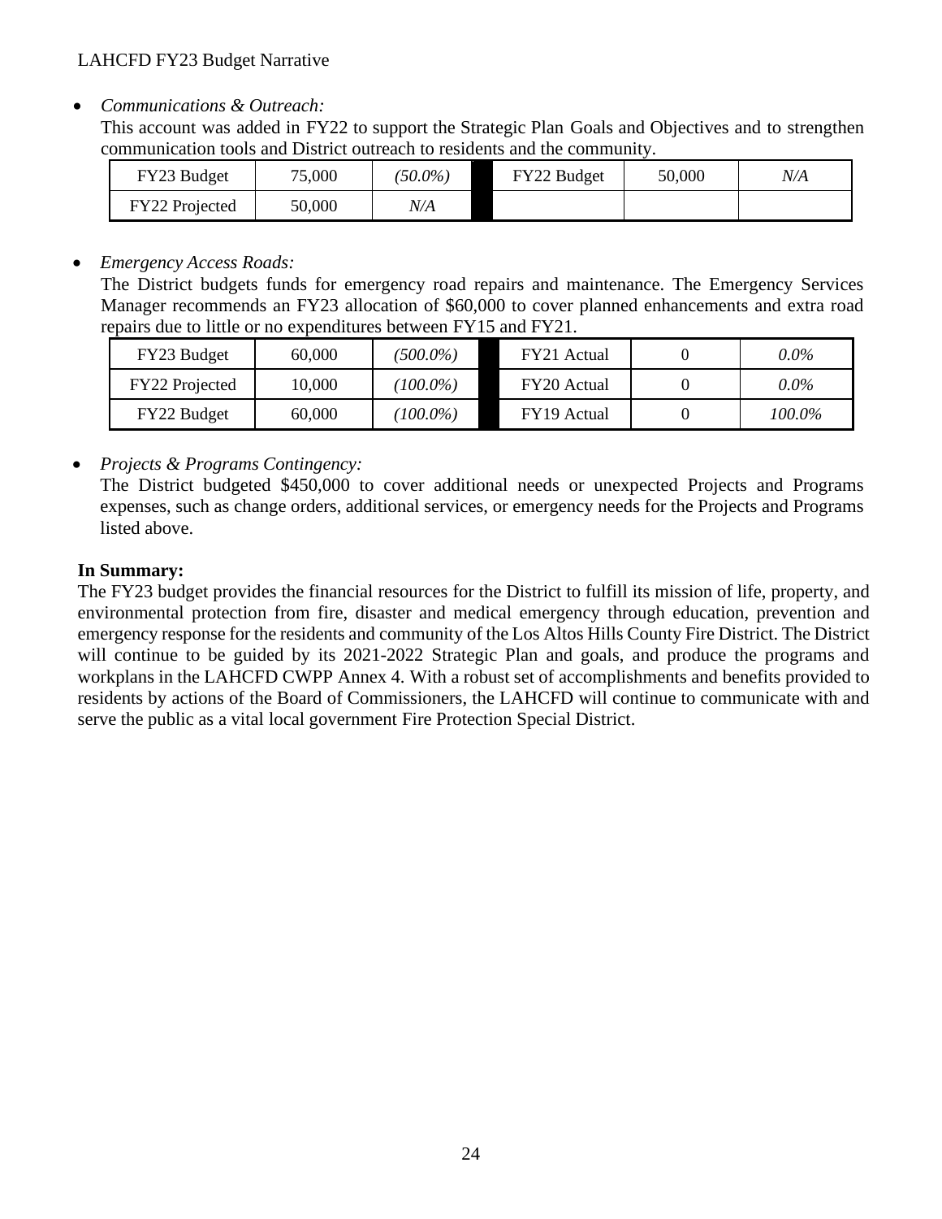- *Communications & Outreach:*

  This account was added in FY22 to support the Strategic Plan Goals and Objectives and to strengthen communication tools and District outreach to residents and the community.

| FY23 Budget | 75,000 | *(50.0%)* | | FY22 Budget | 50,000 | *N/A* |
|---|---|---|---|---|---|---|
| FY22 Projected | 50,000 | *N/A* | | | | |

- *Emergency Access Roads:*

  The District budgets funds for emergency road repairs and maintenance. The Emergency Services Manager recommends an FY23 allocation of $60,000 to cover planned enhancements and extra road repairs due to little or no expenditures between FY15 and FY21.

| FY23 Budget | 60,000 | *(500.0%)* | | FY21 Actual | 0 | *0.0%* |
|---|---|---|---|---|---|---|
| FY22 Projected | 10,000 | *(100.0%)* | | FY20 Actual | 0 | *0.0%* |
| FY22 Budget | 60,000 | *(100.0%)* | | FY19 Actual | 0 | *100.0%* |

- *Projects & Programs Contingency:*

  The District budgeted $450,000 to cover additional needs or unexpected Projects and Programs expenses, such as change orders, additional services, or emergency needs for the Projects and Programs listed above.

**In Summary:**

The FY23 budget provides the financial resources for the District to fulfill its mission of life, property, and environmental protection from fire, disaster and medical emergency through education, prevention and emergency response for the residents and community of the Los Altos Hills County Fire District. The District will continue to be guided by its 2021-2022 Strategic Plan and goals, and produce the programs and workplans in the LAHCFD CWPP Annex 4. With a robust set of accomplishments and benefits provided to residents by actions of the Board of Commissioners, the LAHCFD will continue to communicate with and serve the public as a vital local government Fire Protection Special District.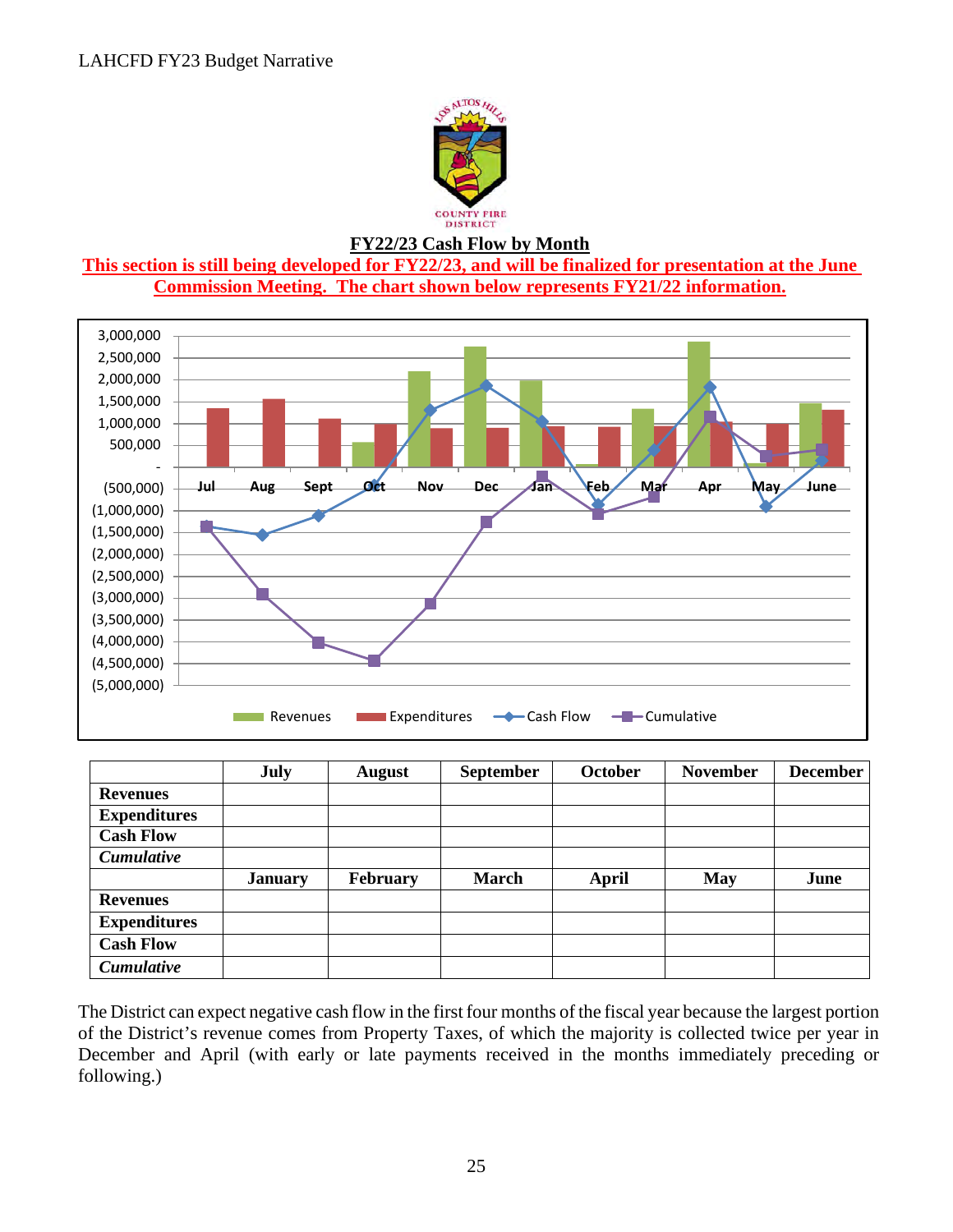## FY22/23 Cash Flow by Month

**This section is still being developed for FY22/23, and will be finalized for presentation at the June Commission Meeting. The chart shown below represents FY21/22 information.**

| | July | August | September | October | November | December |
|---|---|---|---|---|---|---|
| **Revenues** | | | | | | |
| **Expenditures** | | | | | | |
| **Cash Flow** | | | | | | |
| ***Cumulative*** | | | | | | |
| | **January** | **February** | **March** | **April** | **May** | **June** |
| **Revenues** | | | | | | |
| **Expenditures** | | | | | | |
| **Cash Flow** | | | | | | |
| ***Cumulative*** | | | | | | |

The District can expect negative cash flow in the first four months of the fiscal year because the largest portion of the District's revenue comes from Property Taxes, of which the majority is collected twice per year in December and April (with early or late payments received in the months immediately preceding or following.)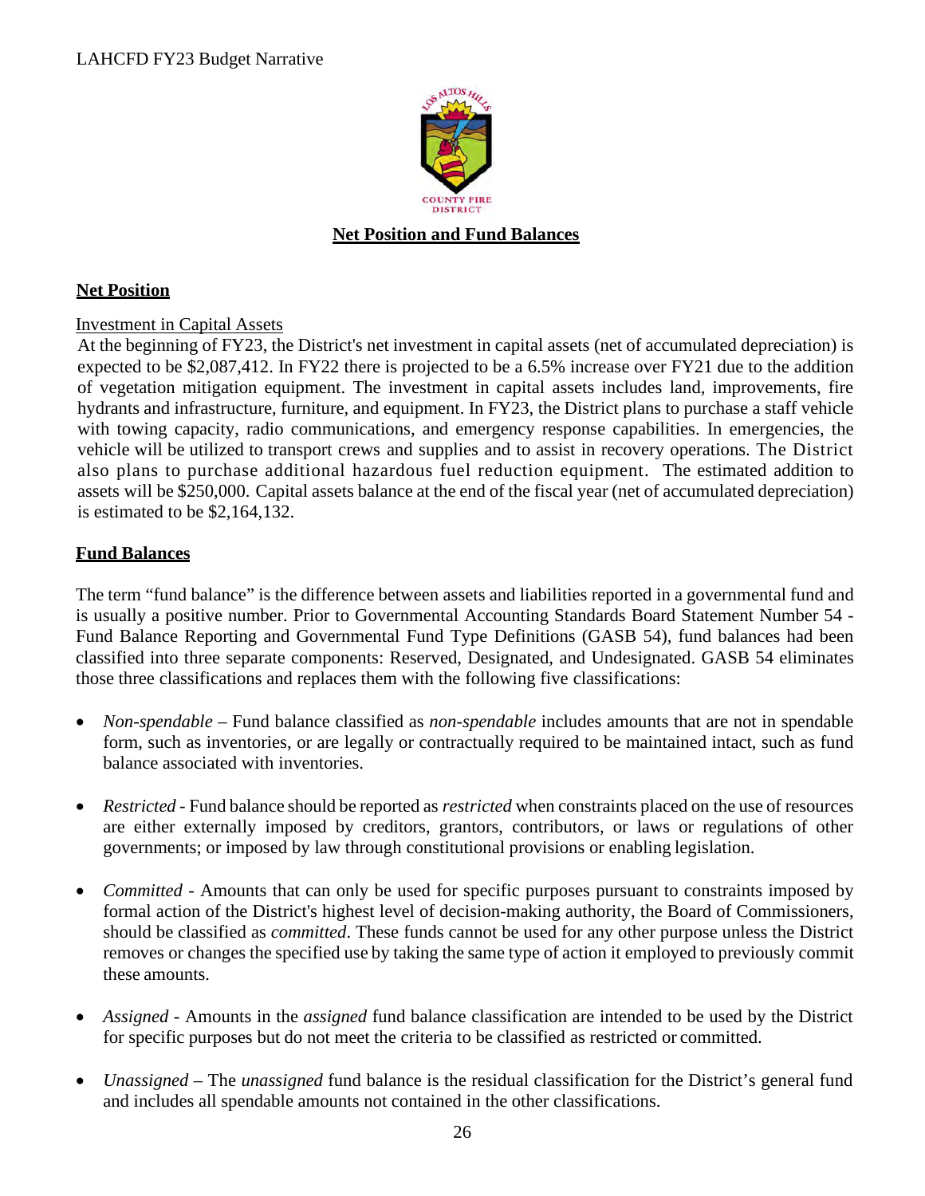## Net Position and Fund Balances

### Net Position

Investment in Capital Assets

At the beginning of FY23, the District's net investment in capital assets (net of accumulated depreciation) is expected to be $2,087,412. In FY22 there is projected to be a 6.5% increase over FY21 due to the addition of vegetation mitigation equipment. The investment in capital assets includes land, improvements, fire hydrants and infrastructure, furniture, and equipment. In FY23, the District plans to purchase a staff vehicle with towing capacity, radio communications, and emergency response capabilities. In emergencies, the vehicle will be utilized to transport crews and supplies and to assist in recovery operations. The District also plans to purchase additional hazardous fuel reduction equipment. The estimated addition to assets will be $250,000. Capital assets balance at the end of the fiscal year (net of accumulated depreciation) is estimated to be $2,164,132.

### Fund Balances

The term "fund balance" is the difference between assets and liabilities reported in a governmental fund and is usually a positive number. Prior to Governmental Accounting Standards Board Statement Number 54 - Fund Balance Reporting and Governmental Fund Type Definitions (GASB 54), fund balances had been classified into three separate components: Reserved, Designated, and Undesignated. GASB 54 eliminates those three classifications and replaces them with the following five classifications:

- *Non-spendable* – Fund balance classified as *non-spendable* includes amounts that are not in spendable form, such as inventories, or are legally or contractually required to be maintained intact, such as fund balance associated with inventories.

- *Restricted* - Fund balance should be reported as *restricted* when constraints placed on the use of resources are either externally imposed by creditors, grantors, contributors, or laws or regulations of other governments; or imposed by law through constitutional provisions or enabling legislation.

- *Committed* - Amounts that can only be used for specific purposes pursuant to constraints imposed by formal action of the District's highest level of decision-making authority, the Board of Commissioners, should be classified as *committed*. These funds cannot be used for any other purpose unless the District removes or changes the specified use by taking the same type of action it employed to previously commit these amounts.

- *Assigned* - Amounts in the *assigned* fund balance classification are intended to be used by the District for specific purposes but do not meet the criteria to be classified as restricted or committed.

- *Unassigned* – The *unassigned* fund balance is the residual classification for the District's general fund and includes all spendable amounts not contained in the other classifications.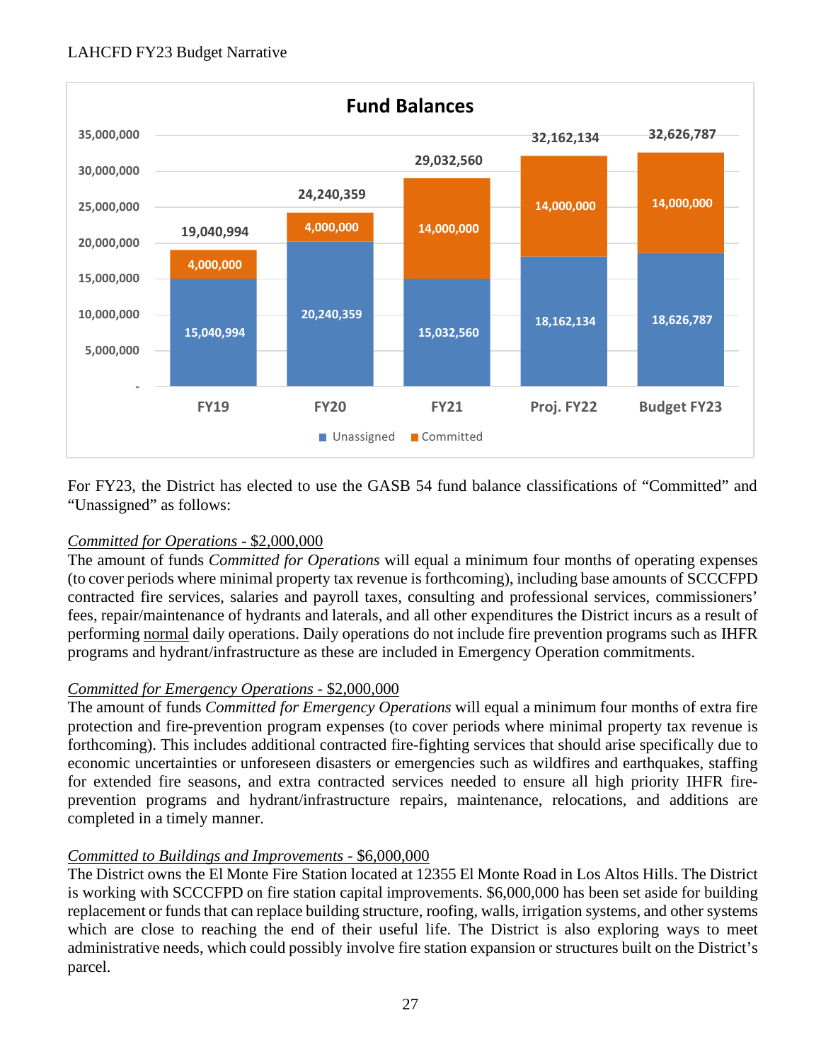**Fund Balances**

| | FY19 | FY20 | FY21 | Proj. FY22 | Budget FY23 |
|---|---|---|---|---|---|
| Unassigned | 15,040,994 | 20,240,359 | 15,032,560 | 18,162,134 | 18,626,787 |
| Committed | 4,000,000 | 4,000,000 | 14,000,000 | 14,000,000 | 14,000,000 |
| Total | 19,040,994 | 24,240,359 | 29,032,560 | 32,162,134 | 32,626,787 |

For FY23, the District has elected to use the GASB 54 fund balance classifications of "Committed" and "Unassigned" as follows:

*Committed for Operations* - $2,000,000

The amount of funds *Committed for Operations* will equal a minimum four months of operating expenses (to cover periods where minimal property tax revenue is forthcoming), including base amounts of SCCCFPD contracted fire services, salaries and payroll taxes, consulting and professional services, commissioners' fees, repair/maintenance of hydrants and laterals, and all other expenditures the District incurs as a result of performing normal daily operations. Daily operations do not include fire prevention programs such as IHFR programs and hydrant/infrastructure as these are included in Emergency Operation commitments.

*Committed for Emergency Operations* - $2,000,000

The amount of funds *Committed for Emergency Operations* will equal a minimum four months of extra fire protection and fire-prevention program expenses (to cover periods where minimal property tax revenue is forthcoming). This includes additional contracted fire-fighting services that should arise specifically due to economic uncertainties or unforeseen disasters or emergencies such as wildfires and earthquakes, staffing for extended fire seasons, and extra contracted services needed to ensure all high priority IHFR fire-prevention programs and hydrant/infrastructure repairs, maintenance, relocations, and additions are completed in a timely manner.

*Committed to Buildings and Improvements* - $6,000,000

The District owns the El Monte Fire Station located at 12355 El Monte Road in Los Altos Hills. The District is working with SCCCFPD on fire station capital improvements. $6,000,000 has been set aside for building replacement or funds that can replace building structure, roofing, walls, irrigation systems, and other systems which are close to reaching the end of their useful life. The District is also exploring ways to meet administrative needs, which could possibly involve fire station expansion or structures built on the District's parcel.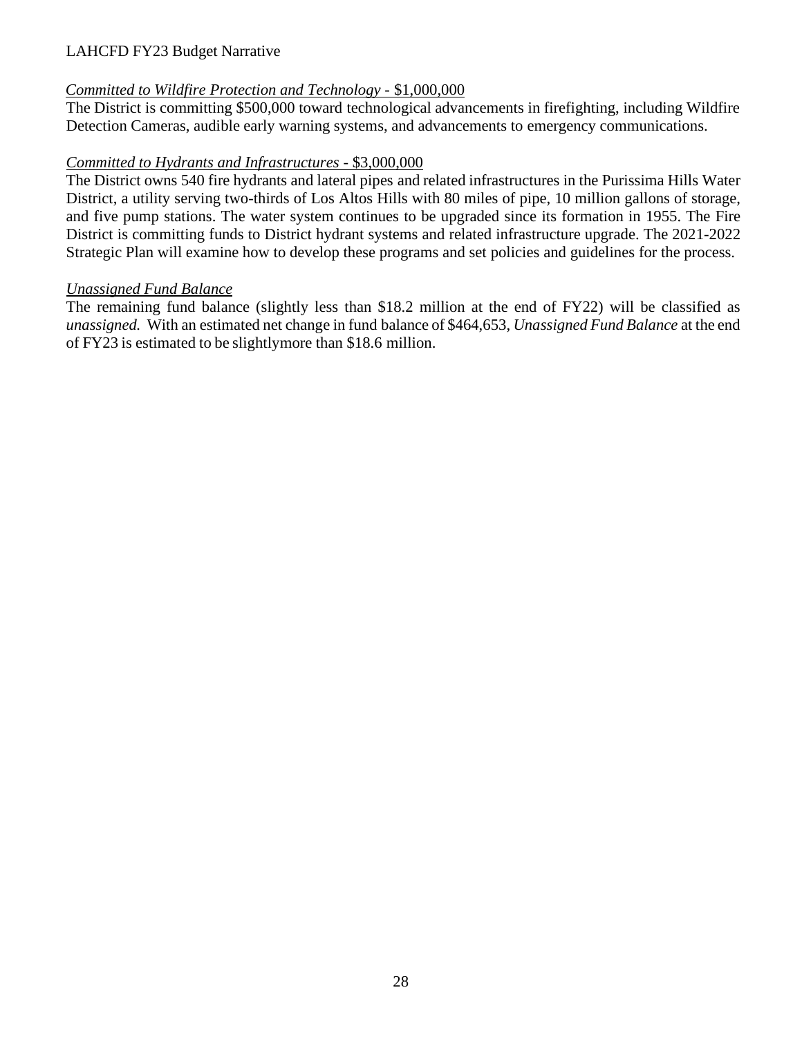*Committed to Wildfire Protection and Technology* - $1,000,000

The District is committing $500,000 toward technological advancements in firefighting, including Wildfire Detection Cameras, audible early warning systems, and advancements to emergency communications.

*Committed to Hydrants and Infrastructures* - $3,000,000

The District owns 540 fire hydrants and lateral pipes and related infrastructures in the Purissima Hills Water District, a utility serving two-thirds of Los Altos Hills with 80 miles of pipe, 10 million gallons of storage, and five pump stations. The water system continues to be upgraded since its formation in 1955. The Fire District is committing funds to District hydrant systems and related infrastructure upgrade. The 2021-2022 Strategic Plan will examine how to develop these programs and set policies and guidelines for the process.

*Unassigned Fund Balance*

The remaining fund balance (slightly less than $18.2 million at the end of FY22) will be classified as *unassigned.* With an estimated net change in fund balance of $464,653, *Unassigned Fund Balance* at the end of FY23 is estimated to be slightlymore than $18.6 million.